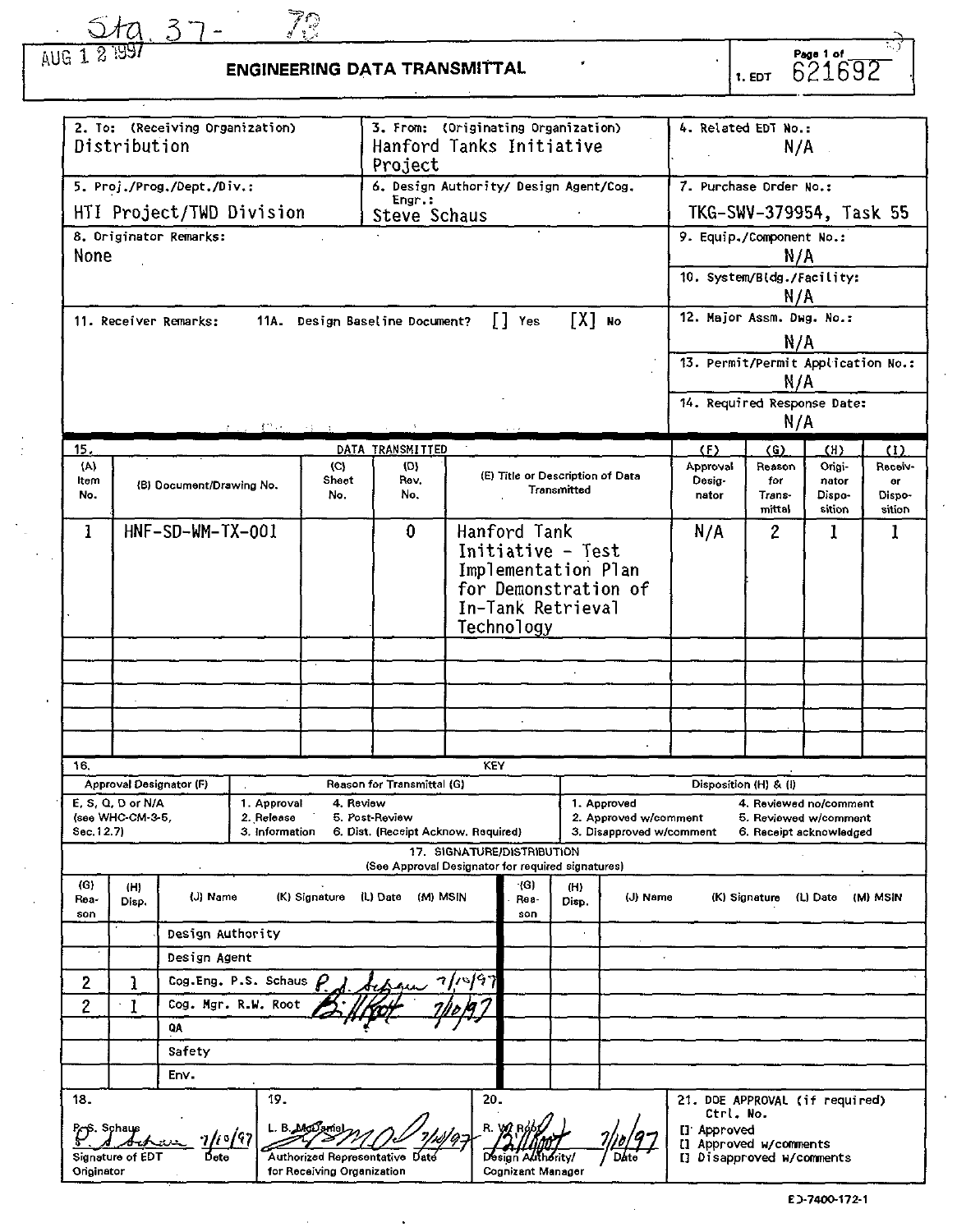Sta. 37- 73

AUG 1 2 1997

# ENGINEERING DATA TRANSMITTAL

Page 1 of 3

1. EDT 621692

| | | |
|---|---|---|
| 2. To: (Receiving Organization) Distribution | 3. From: (Originating Organization) Hanford Tanks Initiative Project | 4. Related EDT No.: N/A |
| 5. Proj./Prog./Dept./Div.: HTI Project/TWD Division | 6. Design Authority/ Design Agent/Cog. Engr.: Steve Schaus | 7. Purchase Order No.: TKG-SWV-379954, Task 55 |
| 8. Originator Remarks: None | | 9. Equip./Component No.: N/A |
| | | 10. System/Bldg./Facility: N/A |
| 11. Receiver Remarks: 11A. Design Baseline Document? [] Yes [X] No | | 12. Major Assm. Dwg. No.: N/A |
| | | 13. Permit/Permit Application No.: N/A |
| | | 14. Required Response Date: N/A |

15. DATA TRANSMITTED

| (A) Item No. | (B) Document/Drawing No. | (C) Sheet No. | (D) Rev. No. | (E) Title or Description of Data Transmitted | (F) Approval Designator | (G) Reason for Transmittal | (H) Originator Disposition | (I) Receiver Disposition |
|---|---|---|---|---|---|---|---|---|
| 1 | HNF-SD-WM-TX-001 | | 0 | Hanford Tank Initiative - Test Implementation Plan for Demonstration of In-Tank Retrieval Technology | N/A | 2 | 1 | 1 |

16. KEY

| Approval Designator (F) | Reason for Transmittal (G) | | Disposition (H) & (I) | |
|---|---|---|---|---|
| E, S, Q, D or N/A (see WHC-CM-3-5, Sec.12.7) | 1. Approval 2. Release 3. Information | 4. Review 5. Post-Review 6. Dist. (Receipt Acknow. Required) | 1. Approved 2. Approved w/comment 3. Disapproved w/comment | 4. Reviewed no/comment 5. Reviewed w/comment 6. Receipt acknowledged |

17. SIGNATURE/DISTRIBUTION
(See Approval Designator for required signatures)

| (G) Reason | (H) Disp. | (J) Name | (K) Signature | (L) Date | (M) MSIN | (G) Reason | (H) Disp. | (J) Name | (K) Signature | (L) Date | (M) MSIN |
|---|---|---|---|---|---|---|---|---|---|---|---|
| | | Design Authority | | | | | | | | | |
| | | Design Agent | | | | | | | | | |
| 2 | 1 | Cog.Eng. P.S. Schaus | P.S. Schaus | 7/10/97 | | | | | | | |
| 2 | 1 | Cog. Mgr. R.W. Root | Bill Root | 7/10/97 | | | | | | | |
| | | QA | | | | | | | | | |
| | | Safety | | | | | | | | | |
| | | Env. | | | | | | | | | |

| | | | |
|---|---|---|---|
| 18. P.S. Schaus (signature) 7/10/97 — Signature of EDT Originator, Date | 19. L. B. McDaniel (signature) 7/10/97 — Authorized Representative for Receiving Organization, Date | 20. R. W. Root (signature) 7/10/97 — Design Authority/ Cognizant Manager, Date | 21. DOE APPROVAL (if required) Ctrl. No. [] Approved [] Approved w/comments [] Disapproved w/comments |

BD-7400-172-1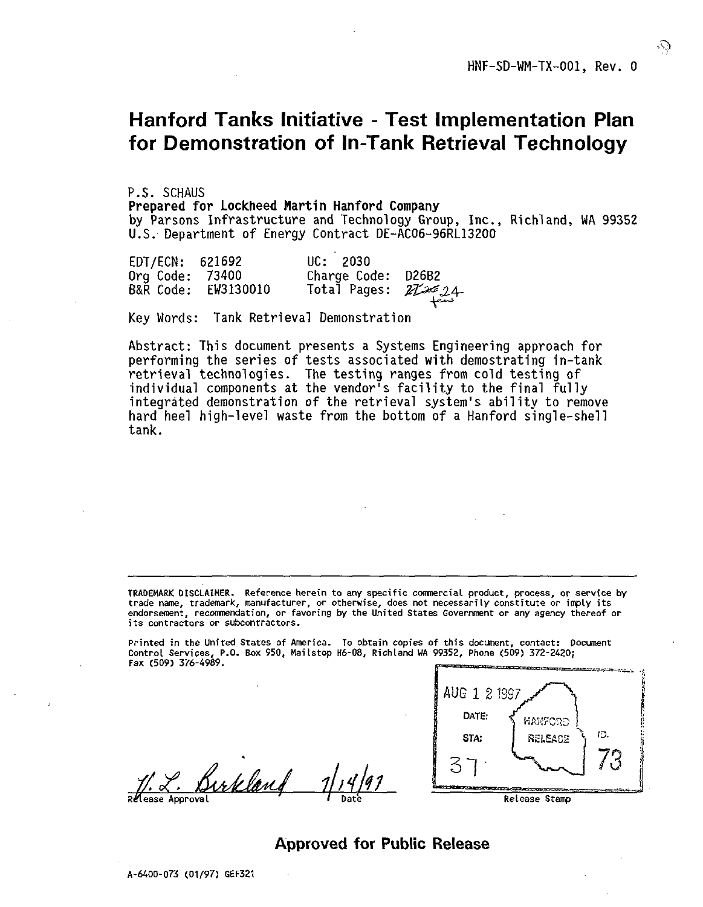HNF-SD-WM-TX-001, Rev. 0

# Hanford Tanks Initiative - Test Implementation Plan for Demonstration of In-Tank Retrieval Technology

P.S. SCHAUS
**Prepared for Lockheed Martin Hanford Company**
by Parsons Infrastructure and Technology Group, Inc., Richland, WA 99352
U.S. Department of Energy Contract DE-AC06-96RL13200

| | | | |
|---|---|---|---|
| EDT/ECN: | 621692 | UC: | 2030 |
| Org Code: | 73400 | Charge Code: | D26B2 |
| B&R Code: | EW3130010 | Total Pages: | ~~27~~ ~~26~~ 24 |

Key Words: Tank Retrieval Demonstration

Abstract: This document presents a Systems Engineering approach for performing the series of tests associated with demostrating in-tank retrieval technologies. The testing ranges from cold testing of individual components at the vendor's facility to the final fully integrated demonstration of the retrieval system's ability to remove hard heel high-level waste from the bottom of a Hanford single-shell tank.

---

TRADEMARK DISCLAIMER. Reference herein to any specific commercial product, process, or service by trade name, trademark, manufacturer, or otherwise, does not necessarily constitute or imply its endorsement, recommendation, or favoring by the United States Government or any agency thereof or its contractors or subcontractors.

Printed in the United States of America. To obtain copies of this document, contact: Document Control Services, P.O. Box 950, Mailstop H6-08, Richland WA 99352, Phone (509) 372-2420; Fax (509) 376-4989.

V. L. Birkland 7/14/97
Release Approval Date

AUG 1 2 1997
DATE: HANFORD
STA: 37 RELEASE ID: 73
Release Stamp

**Approved for Public Release**

A-6400-073 (01/97) GEF321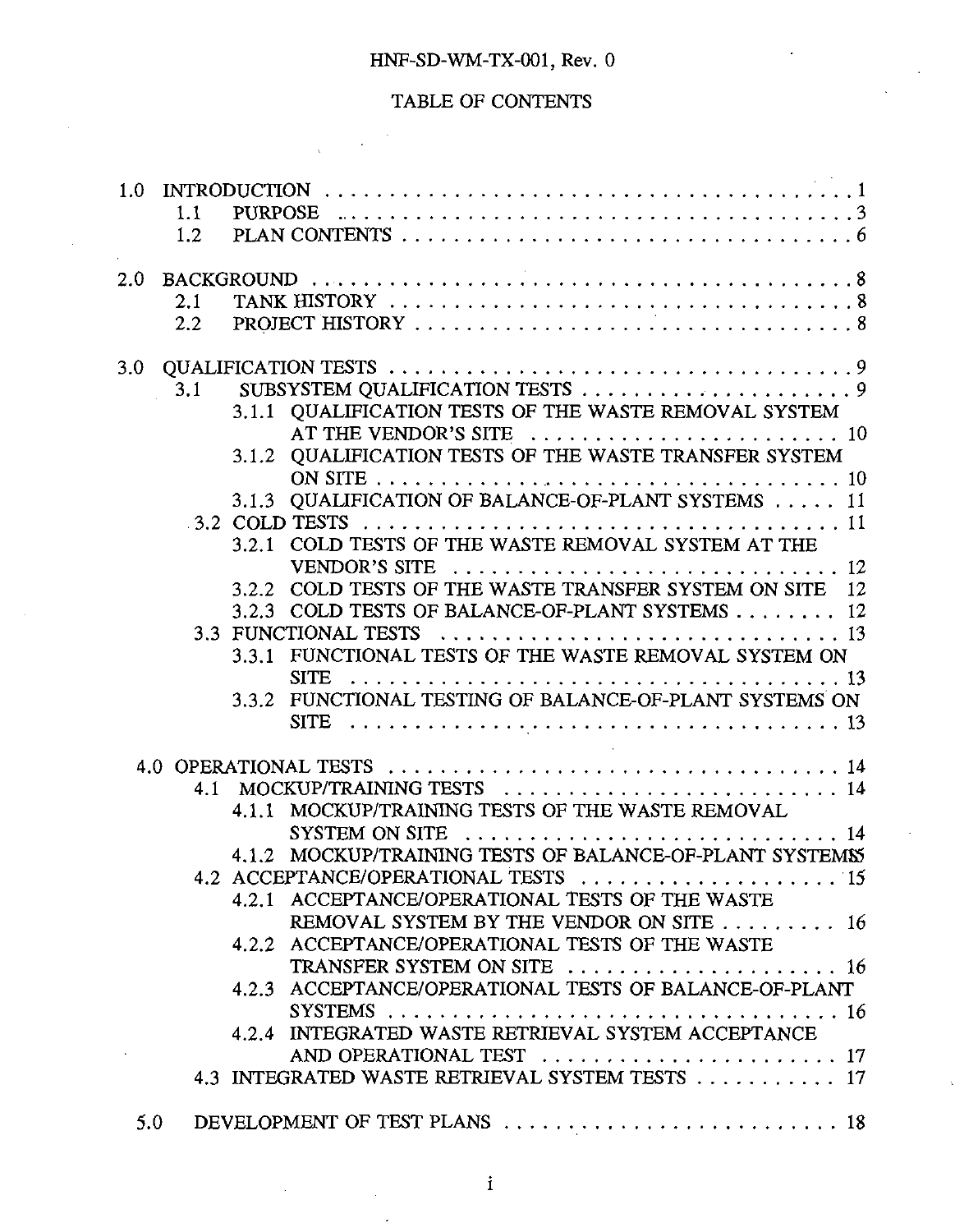# TABLE OF CONTENTS

1.0 INTRODUCTION . . . . . . . . . . . . . . . . . . . . . . . . . . . . . . . . . . . . 1
- 1.1 PURPOSE . . . . . . . . . . . . . . . . . . . . . . . . . . . . . . . . . . . . 3
- 1.2 PLAN CONTENTS . . . . . . . . . . . . . . . . . . . . . . . . . . . . . . . 6

2.0 BACKGROUND . . . . . . . . . . . . . . . . . . . . . . . . . . . . . . . . . . . . 8
- 2.1 TANK HISTORY . . . . . . . . . . . . . . . . . . . . . . . . . . . . . . . . 8
- 2.2 PROJECT HISTORY . . . . . . . . . . . . . . . . . . . . . . . . . . . . . . 8

3.0 QUALIFICATION TESTS . . . . . . . . . . . . . . . . . . . . . . . . . . . . . . . 9
- 3.1 SUBSYSTEM QUALIFICATION TESTS . . . . . . . . . . . . . . . . . . . . . . 9
  - 3.1.1 QUALIFICATION TESTS OF THE WASTE REMOVAL SYSTEM AT THE VENDOR'S SITE . . . . . . . . . . . . . . . . . . . . . . 10
  - 3.1.2 QUALIFICATION TESTS OF THE WASTE TRANSFER SYSTEM ON SITE . . . . . . . . . . . . . . . . . . . . . . . . . . . . . . . 10
  - 3.1.3 QUALIFICATION OF BALANCE-OF-PLANT SYSTEMS . . . . . 11
- 3.2 COLD TESTS . . . . . . . . . . . . . . . . . . . . . . . . . . . . . . . . . . 11
  - 3.2.1 COLD TESTS OF THE WASTE REMOVAL SYSTEM AT THE VENDOR'S SITE . . . . . . . . . . . . . . . . . . . . . . . . . . . 12
  - 3.2.2 COLD TESTS OF THE WASTE TRANSFER SYSTEM ON SITE 12
  - 3.2.3 COLD TESTS OF BALANCE-OF-PLANT SYSTEMS . . . . . . . . 12
- 3.3 FUNCTIONAL TESTS . . . . . . . . . . . . . . . . . . . . . . . . . . . . . . 13
  - 3.3.1 FUNCTIONAL TESTS OF THE WASTE REMOVAL SYSTEM ON SITE . . . . . . . . . . . . . . . . . . . . . . . . . . . . . . . . . . 13
  - 3.3.2 FUNCTIONAL TESTING OF BALANCE-OF-PLANT SYSTEMS ON SITE . . . . . . . . . . . . . . . . . . . . . . . . . . . . . . . . . . 13

4.0 OPERATIONAL TESTS . . . . . . . . . . . . . . . . . . . . . . . . . . . . . . . 14
- 4.1 MOCKUP/TRAINING TESTS . . . . . . . . . . . . . . . . . . . . . . . . . 14
  - 4.1.1 MOCKUP/TRAINING TESTS OF THE WASTE REMOVAL SYSTEM ON SITE . . . . . . . . . . . . . . . . . . . . . . . . . . . . 14
  - 4.1.2 MOCKUP/TRAINING TESTS OF BALANCE-OF-PLANT SYSTEMS 15
- 4.2 ACCEPTANCE/OPERATIONAL TESTS . . . . . . . . . . . . . . . . . . . . 15
  - 4.2.1 ACCEPTANCE/OPERATIONAL TESTS OF THE WASTE REMOVAL SYSTEM BY THE VENDOR ON SITE . . . . . . . . . 16
  - 4.2.2 ACCEPTANCE/OPERATIONAL TESTS OF THE WASTE TRANSFER SYSTEM ON SITE . . . . . . . . . . . . . . . . . . . . . 16
  - 4.2.3 ACCEPTANCE/OPERATIONAL TESTS OF BALANCE-OF-PLANT SYSTEMS . . . . . . . . . . . . . . . . . . . . . . . . . . . . . . . . . 16
  - 4.2.4 INTEGRATED WASTE RETRIEVAL SYSTEM ACCEPTANCE AND OPERATIONAL TEST . . . . . . . . . . . . . . . . . . . . . . . 17
- 4.3 INTEGRATED WASTE RETRIEVAL SYSTEM TESTS . . . . . . . . . . . 17

5.0 DEVELOPMENT OF TEST PLANS . . . . . . . . . . . . . . . . . . . . . . . . . 18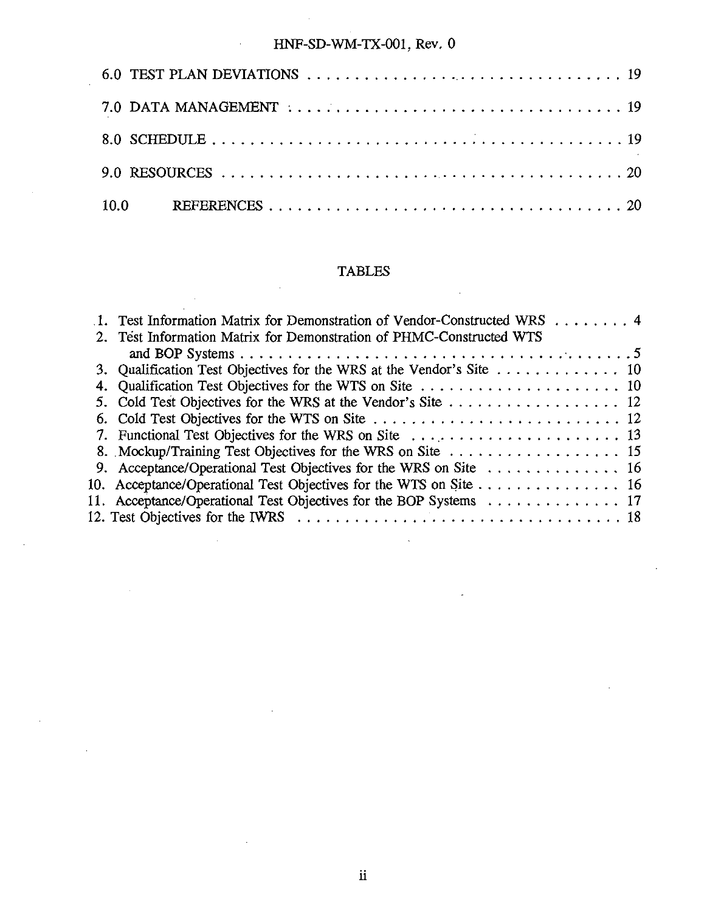6.0 TEST PLAN DEVIATIONS . . . . . . . . . . . . . . . . . . . . . . . . . . . . . . . . . . 19

7.0 DATA MANAGEMENT . . . . . . . . . . . . . . . . . . . . . . . . . . . . . . . . . . 19

8.0 SCHEDULE . . . . . . . . . . . . . . . . . . . . . . . . . . . . . . . . . . . . . . . . 19

9.0 RESOURCES . . . . . . . . . . . . . . . . . . . . . . . . . . . . . . . . . . . . . . . 20

10.0 REFERENCES . . . . . . . . . . . . . . . . . . . . . . . . . . . . . . . . . . . . . . 20

## TABLES

1. Test Information Matrix for Demonstration of Vendor-Constructed WRS . . . . . . . . 4
2. Test Information Matrix for Demonstration of PHMC-Constructed WTS and BOP Systems . . . . . . . . . . . . . . . . . . . . . . . . . . . . . . . . . . . . . . . . 5
3. Qualification Test Objectives for the WRS at the Vendor's Site . . . . . . . . . . . . . 10
4. Qualification Test Objectives for the WTS on Site . . . . . . . . . . . . . . . . . . . . . 10
5. Cold Test Objectives for the WRS at the Vendor's Site . . . . . . . . . . . . . . . . . . 12
6. Cold Test Objectives for the WTS on Site . . . . . . . . . . . . . . . . . . . . . . . . . . 12
7. Functional Test Objectives for the WRS on Site . . . . . . . . . . . . . . . . . . . . . . 13
8. Mockup/Training Test Objectives for the WRS on Site . . . . . . . . . . . . . . . . . . 15
9. Acceptance/Operational Test Objectives for the WRS on Site . . . . . . . . . . . . . . 16
10. Acceptance/Operational Test Objectives for the WTS on Site . . . . . . . . . . . . . . . 16
11. Acceptance/Operational Test Objectives for the BOP Systems . . . . . . . . . . . . . . 17
12. Test Objectives for the IWRS . . . . . . . . . . . . . . . . . . . . . . . . . . . . . . . . . 18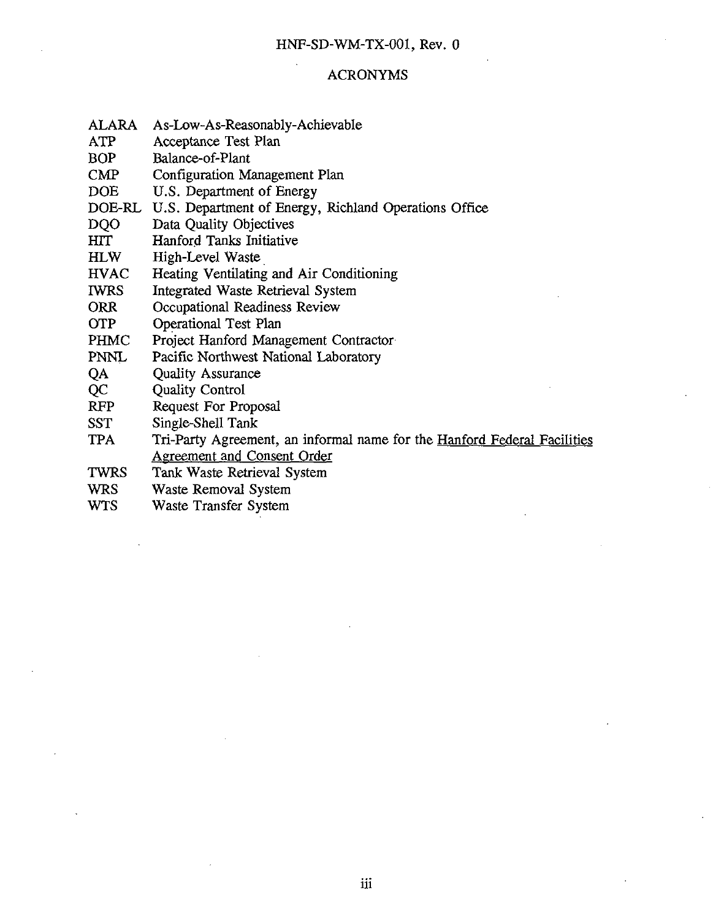# ACRONYMS

| | |
|---|---|
| ALARA | As-Low-As-Reasonably-Achievable |
| ATP | Acceptance Test Plan |
| BOP | Balance-of-Plant |
| CMP | Configuration Management Plan |
| DOE | U.S. Department of Energy |
| DOE-RL | U.S. Department of Energy, Richland Operations Office |
| DQO | Data Quality Objectives |
| HIT | Hanford Tanks Initiative |
| HLW | High-Level Waste |
| HVAC | Heating Ventilating and Air Conditioning |
| IWRS | Integrated Waste Retrieval System |
| ORR | Occupational Readiness Review |
| OTP | Operational Test Plan |
| PHMC | Project Hanford Management Contractor |
| PNNL | Pacific Northwest National Laboratory |
| QA | Quality Assurance |
| QC | Quality Control |
| RFP | Request For Proposal |
| SST | Single-Shell Tank |
| TPA | Tri-Party Agreement, an informal name for the Hanford Federal Facilities Agreement and Consent Order |
| TWRS | Tank Waste Retrieval System |
| WRS | Waste Removal System |
| WTS | Waste Transfer System |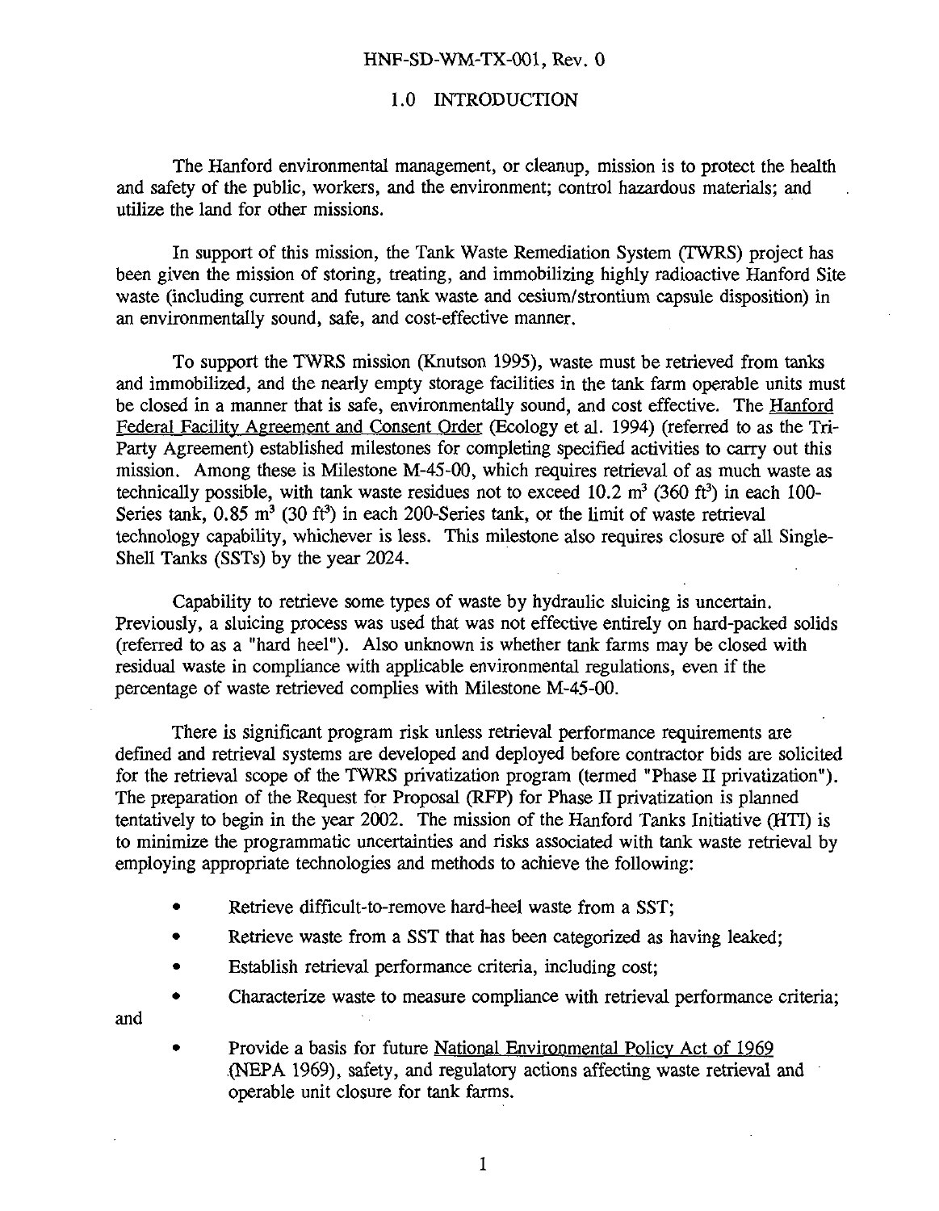# 1.0 INTRODUCTION

The Hanford environmental management, or cleanup, mission is to protect the health and safety of the public, workers, and the environment; control hazardous materials; and utilize the land for other missions.

In support of this mission, the Tank Waste Remediation System (TWRS) project has been given the mission of storing, treating, and immobilizing highly radioactive Hanford Site waste (including current and future tank waste and cesium/strontium capsule disposition) in an environmentally sound, safe, and cost-effective manner.

To support the TWRS mission (Knutson 1995), waste must be retrieved from tanks and immobilized, and the nearly empty storage facilities in the tank farm operable units must be closed in a manner that is safe, environmentally sound, and cost effective. The Hanford Federal Facility Agreement and Consent Order (Ecology et al. 1994) (referred to as the Tri-Party Agreement) established milestones for completing specified activities to carry out this mission. Among these is Milestone M-45-00, which requires retrieval of as much waste as technically possible, with tank waste residues not to exceed 10.2 $m^3$ (360 $ft^3$) in each 100-Series tank, 0.85 $m^3$ (30 $ft^3$) in each 200-Series tank, or the limit of waste retrieval technology capability, whichever is less. This milestone also requires closure of all Single-Shell Tanks (SSTs) by the year 2024.

Capability to retrieve some types of waste by hydraulic sluicing is uncertain. Previously, a sluicing process was used that was not effective entirely on hard-packed solids (referred to as a "hard heel"). Also unknown is whether tank farms may be closed with residual waste in compliance with applicable environmental regulations, even if the percentage of waste retrieved complies with Milestone M-45-00.

There is significant program risk unless retrieval performance requirements are defined and retrieval systems are developed and deployed before contractor bids are solicited for the retrieval scope of the TWRS privatization program (termed "Phase II privatization"). The preparation of the Request for Proposal (RFP) for Phase II privatization is planned tentatively to begin in the year 2002. The mission of the Hanford Tanks Initiative (HTI) is to minimize the programmatic uncertainties and risks associated with tank waste retrieval by employing appropriate technologies and methods to achieve the following:

- Retrieve difficult-to-remove hard-heel waste from a SST;
- Retrieve waste from a SST that has been categorized as having leaked;
- Establish retrieval performance criteria, including cost;
- Characterize waste to measure compliance with retrieval performance criteria;

and

- Provide a basis for future National Environmental Policy Act of 1969 (NEPA 1969), safety, and regulatory actions affecting waste retrieval and operable unit closure for tank farms.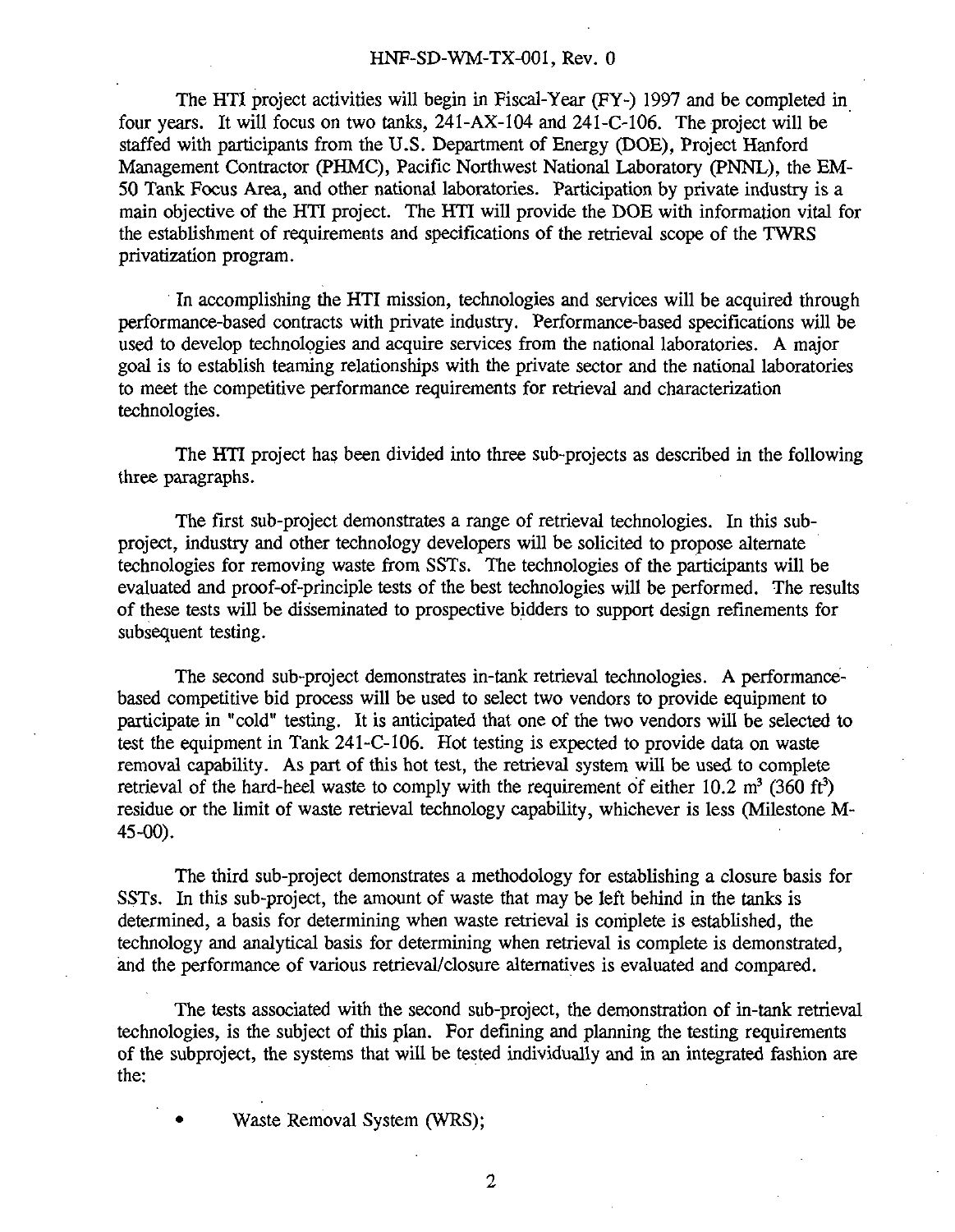The HTI project activities will begin in Fiscal-Year (FY-) 1997 and be completed in four years. It will focus on two tanks, 241-AX-104 and 241-C-106. The project will be staffed with participants from the U.S. Department of Energy (DOE), Project Hanford Management Contractor (PHMC), Pacific Northwest National Laboratory (PNNL), the EM-50 Tank Focus Area, and other national laboratories. Participation by private industry is a main objective of the HTI project. The HTI will provide the DOE with information vital for the establishment of requirements and specifications of the retrieval scope of the TWRS privatization program.

In accomplishing the HTI mission, technologies and services will be acquired through performance-based contracts with private industry. Performance-based specifications will be used to develop technologies and acquire services from the national laboratories. A major goal is to establish teaming relationships with the private sector and the national laboratories to meet the competitive performance requirements for retrieval and characterization technologies.

The HTI project has been divided into three sub-projects as described in the following three paragraphs.

The first sub-project demonstrates a range of retrieval technologies. In this sub-project, industry and other technology developers will be solicited to propose alternate technologies for removing waste from SSTs. The technologies of the participants will be evaluated and proof-of-principle tests of the best technologies will be performed. The results of these tests will be disseminated to prospective bidders to support design refinements for subsequent testing.

The second sub-project demonstrates in-tank retrieval technologies. A performance-based competitive bid process will be used to select two vendors to provide equipment to participate in "cold" testing. It is anticipated that one of the two vendors will be selected to test the equipment in Tank 241-C-106. Hot testing is expected to provide data on waste removal capability. As part of this hot test, the retrieval system will be used to complete retrieval of the hard-heel waste to comply with the requirement of either 10.2 $m^3$ (360 $ft^3$) residue or the limit of waste retrieval technology capability, whichever is less (Milestone M-45-00).

The third sub-project demonstrates a methodology for establishing a closure basis for SSTs. In this sub-project, the amount of waste that may be left behind in the tanks is determined, a basis for determining when waste retrieval is complete is established, the technology and analytical basis for determining when retrieval is complete is demonstrated, and the performance of various retrieval/closure alternatives is evaluated and compared.

The tests associated with the second sub-project, the demonstration of in-tank retrieval technologies, is the subject of this plan. For defining and planning the testing requirements of the subproject, the systems that will be tested individually and in an integrated fashion are the:

- Waste Removal System (WRS);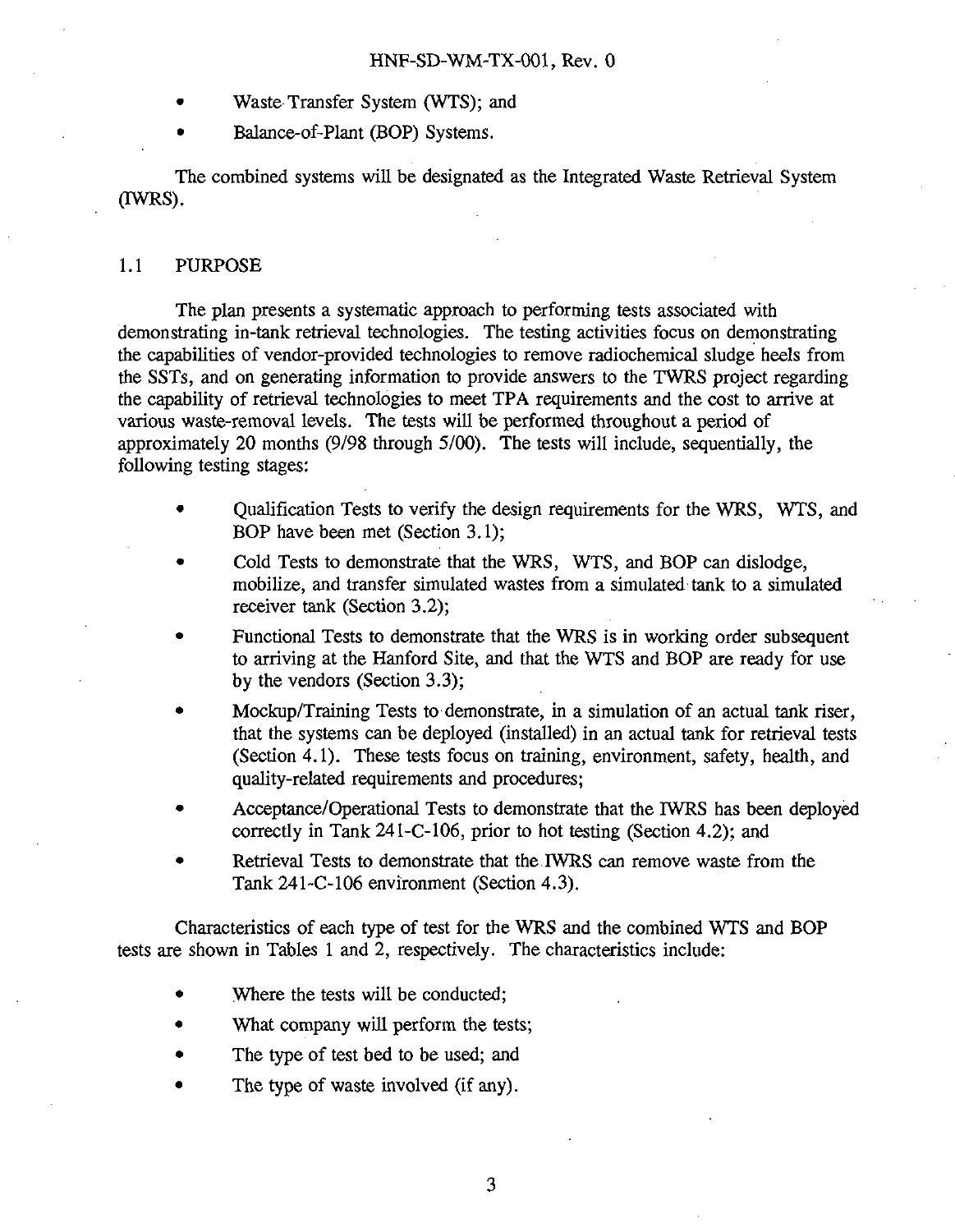- Waste Transfer System (WTS); and
- Balance-of-Plant (BOP) Systems.

The combined systems will be designated as the Integrated Waste Retrieval System (IWRS).

## 1.1 PURPOSE

The plan presents a systematic approach to performing tests associated with demonstrating in-tank retrieval technologies. The testing activities focus on demonstrating the capabilities of vendor-provided technologies to remove radiochemical sludge heels from the SSTs, and on generating information to provide answers to the TWRS project regarding the capability of retrieval technologies to meet TPA requirements and the cost to arrive at various waste-removal levels. The tests will be performed throughout a period of approximately 20 months (9/98 through 5/00). The tests will include, sequentially, the following testing stages:

- Qualification Tests to verify the design requirements for the WRS, WTS, and BOP have been met (Section 3.1);
- Cold Tests to demonstrate that the WRS, WTS, and BOP can dislodge, mobilize, and transfer simulated wastes from a simulated tank to a simulated receiver tank (Section 3.2);
- Functional Tests to demonstrate that the WRS is in working order subsequent to arriving at the Hanford Site, and that the WTS and BOP are ready for use by the vendors (Section 3.3);
- Mockup/Training Tests to demonstrate, in a simulation of an actual tank riser, that the systems can be deployed (installed) in an actual tank for retrieval tests (Section 4.1). These tests focus on training, environment, safety, health, and quality-related requirements and procedures;
- Acceptance/Operational Tests to demonstrate that the IWRS has been deployed correctly in Tank 241-C-106, prior to hot testing (Section 4.2); and
- Retrieval Tests to demonstrate that the IWRS can remove waste from the Tank 241-C-106 environment (Section 4.3).

Characteristics of each type of test for the WRS and the combined WTS and BOP tests are shown in Tables 1 and 2, respectively. The characteristics include:

- Where the tests will be conducted;
- What company will perform the tests;
- The type of test bed to be used; and
- The type of waste involved (if any).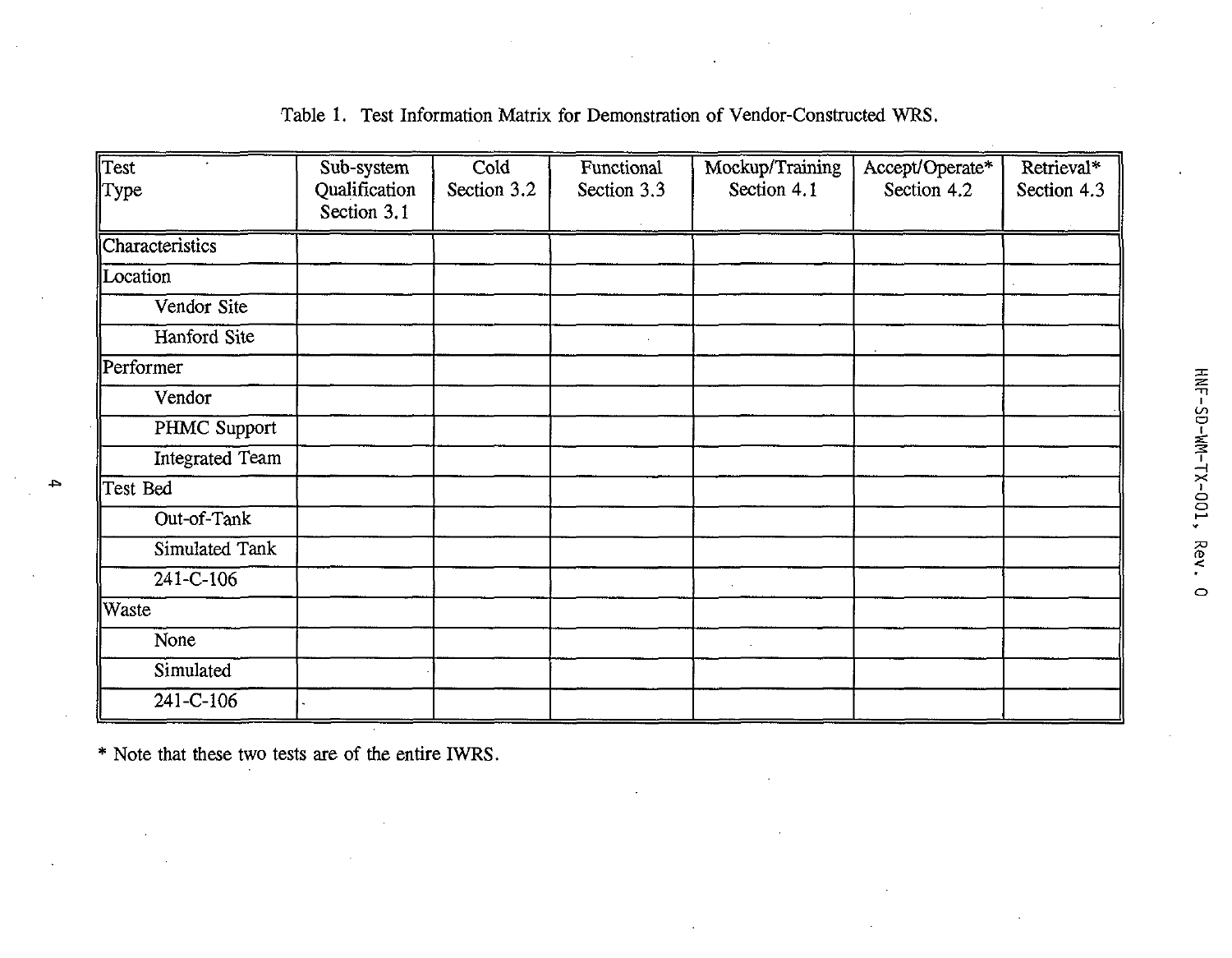Table 1. Test Information Matrix for Demonstration of Vendor-Constructed WRS.

| Test Type | Sub-system Qualification Section 3.1 | Cold Section 3.2 | Functional Section 3.3 | Mockup/Training Section 4.1 | Accept/Operate* Section 4.2 | Retrieval* Section 4.3 |
|---|---|---|---|---|---|---|
| Characteristics | | | | | | |
| Location | | | | | | |
| Vendor Site | | | | | | |
| Hanford Site | | | | | | |
| Performer | | | | | | |
| Vendor | | | | | | |
| PHMC Support | | | | | | |
| Integrated Team | | | | | | |
| Test Bed | | | | | | |
| Out-of-Tank | | | | | | |
| Simulated Tank | | | | | | |
| 241-C-106 | | | | | | |
| Waste | | | | | | |
| None | | | | | | |
| Simulated | | | | | | |
| 241-C-106 | | | | | | |

* Note that these two tests are of the entire IWRS.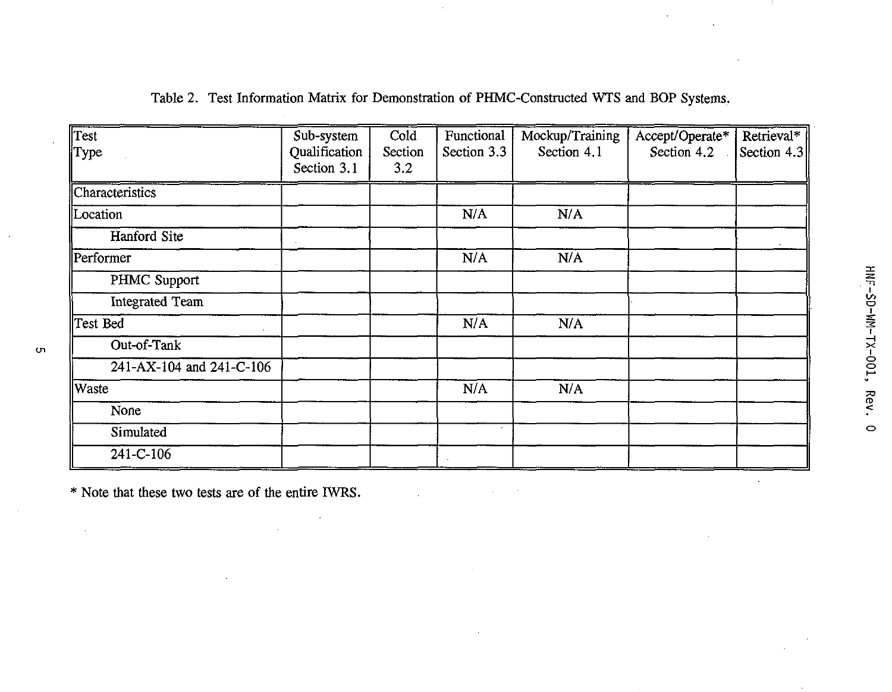Table 2. Test Information Matrix for Demonstration of PHMC-Constructed WTS and BOP Systems.

| Test Type | Sub-system Qualification Section 3.1 | Cold Section 3.2 | Functional Section 3.3 | Mockup/Training Section 4.1 | Accept/Operate* Section 4.2 | Retrieval* Section 4.3 |
|---|---|---|---|---|---|---|
| Characteristics | | | | | | |
| Location | | | N/A | N/A | | |
| Hanford Site | | | | | | |
| Performer | | | N/A | N/A | | |
| PHMC Support | | | | | | |
| Integrated Team | | | | | | |
| Test Bed | | | N/A | N/A | | |
| Out-of-Tank | | | | | | |
| 241-AX-104 and 241-C-106 | | | | | | |
| Waste | | | N/A | N/A | | |
| None | | | | | | |
| Simulated | | | | | | |
| 241-C-106 | | | | | | |

* Note that these two tests are of the entire IWRS.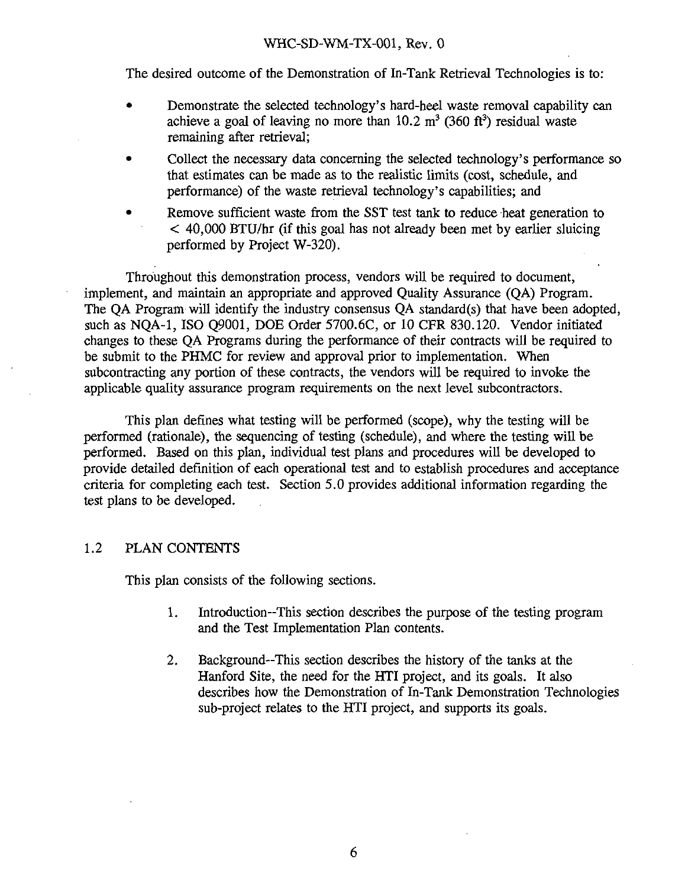The desired outcome of the Demonstration of In-Tank Retrieval Technologies is to:

- Demonstrate the selected technology's hard-heel waste removal capability can achieve a goal of leaving no more than 10.2 $m^3$ (360 $ft^3$) residual waste remaining after retrieval;
- Collect the necessary data concerning the selected technology's performance so that estimates can be made as to the realistic limits (cost, schedule, and performance) of the waste retrieval technology's capabilities; and
- Remove sufficient waste from the SST test tank to reduce heat generation to $<$ 40,000 BTU/hr (if this goal has not already been met by earlier sluicing performed by Project W-320).

Throughout this demonstration process, vendors will be required to document, implement, and maintain an appropriate and approved Quality Assurance (QA) Program. The QA Program will identify the industry consensus QA standard(s) that have been adopted, such as NQA-1, ISO Q9001, DOE Order 5700.6C, or 10 CFR 830.120. Vendor initiated changes to these QA Programs during the performance of their contracts will be required to be submit to the PHMC for review and approval prior to implementation. When subcontracting any portion of these contracts, the vendors will be required to invoke the applicable quality assurance program requirements on the next level subcontractors.

This plan defines what testing will be performed (scope), why the testing will be performed (rationale), the sequencing of testing (schedule), and where the testing will be performed. Based on this plan, individual test plans and procedures will be developed to provide detailed definition of each operational test and to establish procedures and acceptance criteria for completing each test. Section 5.0 provides additional information regarding the test plans to be developed.

## 1.2 PLAN CONTENTS

This plan consists of the following sections.

1. Introduction--This section describes the purpose of the testing program and the Test Implementation Plan contents.
2. Background--This section describes the history of the tanks at the Hanford Site, the need for the HTI project, and its goals. It also describes how the Demonstration of In-Tank Demonstration Technologies sub-project relates to the HTI project, and supports its goals.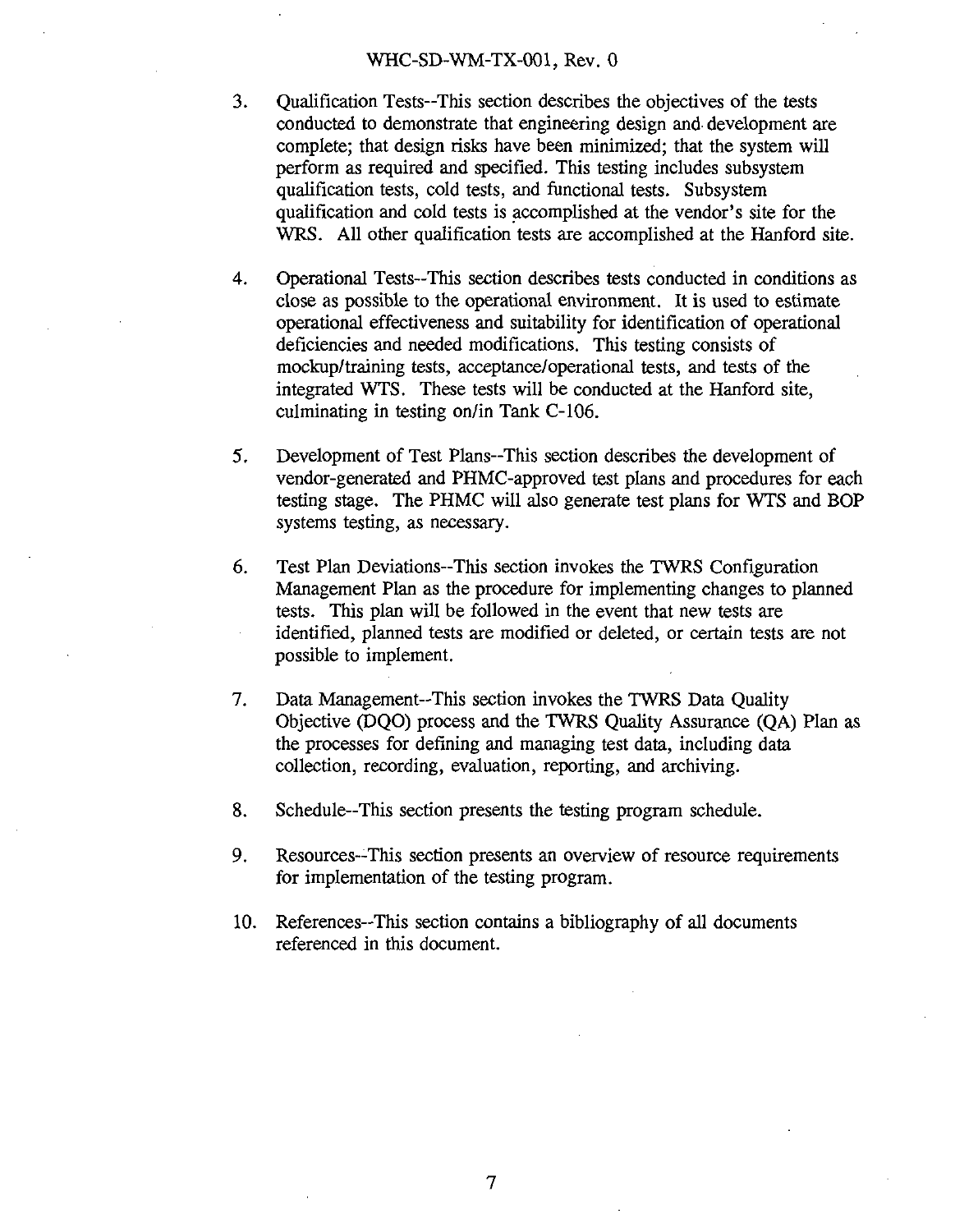3. Qualification Tests--This section describes the objectives of the tests conducted to demonstrate that engineering design and development are complete; that design risks have been minimized; that the system will perform as required and specified. This testing includes subsystem qualification tests, cold tests, and functional tests. Subsystem qualification and cold tests is accomplished at the vendor's site for the WRS. All other qualification tests are accomplished at the Hanford site.

4. Operational Tests--This section describes tests conducted in conditions as close as possible to the operational environment. It is used to estimate operational effectiveness and suitability for identification of operational deficiencies and needed modifications. This testing consists of mockup/training tests, acceptance/operational tests, and tests of the integrated WTS. These tests will be conducted at the Hanford site, culminating in testing on/in Tank C-106.

5. Development of Test Plans--This section describes the development of vendor-generated and PHMC-approved test plans and procedures for each testing stage. The PHMC will also generate test plans for WTS and BOP systems testing, as necessary.

6. Test Plan Deviations--This section invokes the TWRS Configuration Management Plan as the procedure for implementing changes to planned tests. This plan will be followed in the event that new tests are identified, planned tests are modified or deleted, or certain tests are not possible to implement.

7. Data Management--This section invokes the TWRS Data Quality Objective (DQO) process and the TWRS Quality Assurance (QA) Plan as the processes for defining and managing test data, including data collection, recording, evaluation, reporting, and archiving.

8. Schedule--This section presents the testing program schedule.

9. Resources--This section presents an overview of resource requirements for implementation of the testing program.

10. References--This section contains a bibliography of all documents referenced in this document.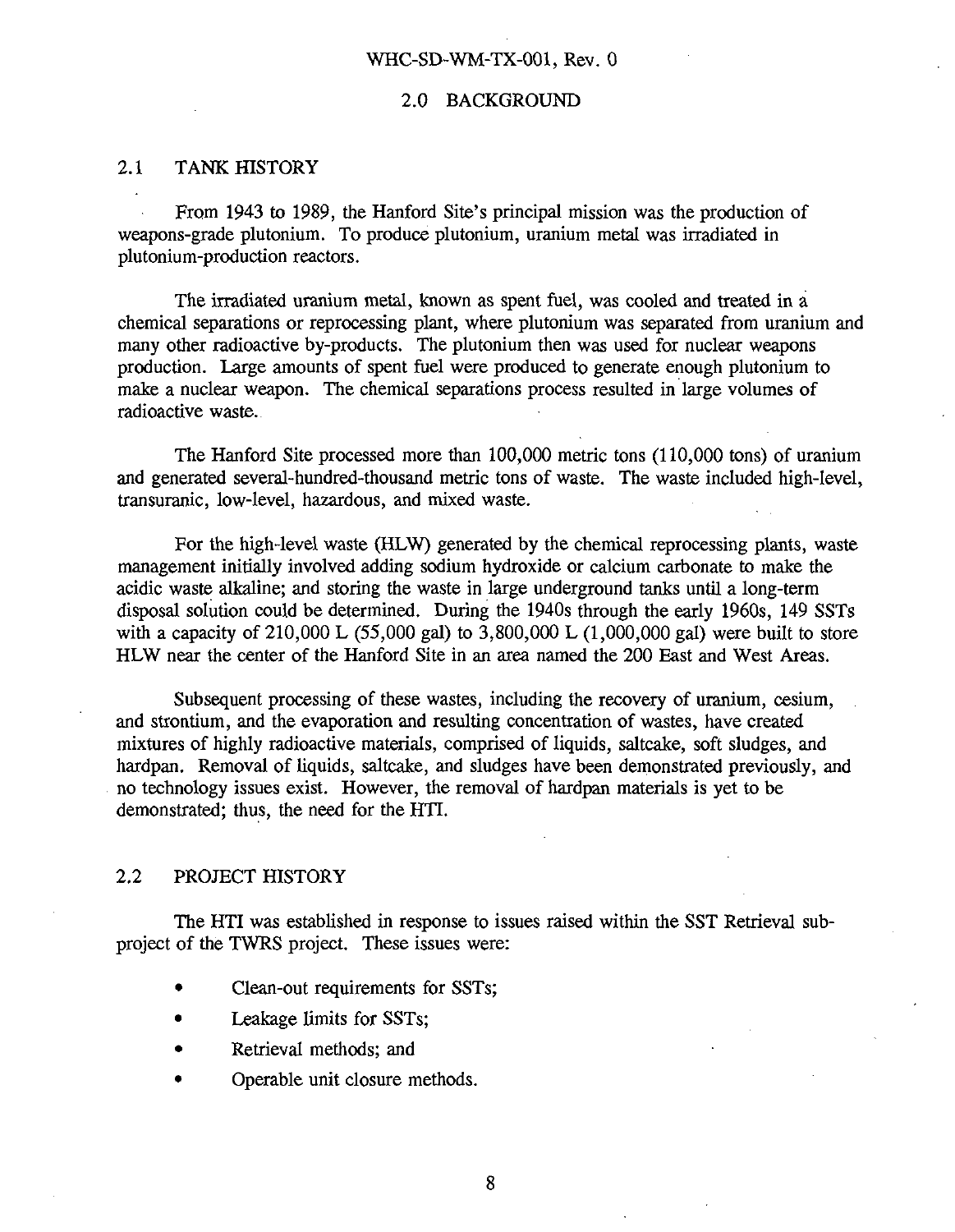# 2.0 BACKGROUND

## 2.1 TANK HISTORY

From 1943 to 1989, the Hanford Site's principal mission was the production of weapons-grade plutonium. To produce plutonium, uranium metal was irradiated in plutonium-production reactors.

The irradiated uranium metal, known as spent fuel, was cooled and treated in a chemical separations or reprocessing plant, where plutonium was separated from uranium and many other radioactive by-products. The plutonium then was used for nuclear weapons production. Large amounts of spent fuel were produced to generate enough plutonium to make a nuclear weapon. The chemical separations process resulted in large volumes of radioactive waste.

The Hanford Site processed more than 100,000 metric tons (110,000 tons) of uranium and generated several-hundred-thousand metric tons of waste. The waste included high-level, transuranic, low-level, hazardous, and mixed waste.

For the high-level waste (HLW) generated by the chemical reprocessing plants, waste management initially involved adding sodium hydroxide or calcium carbonate to make the acidic waste alkaline; and storing the waste in large underground tanks until a long-term disposal solution could be determined. During the 1940s through the early 1960s, 149 SSTs with a capacity of 210,000 L (55,000 gal) to 3,800,000 L (1,000,000 gal) were built to store HLW near the center of the Hanford Site in an area named the 200 East and West Areas.

Subsequent processing of these wastes, including the recovery of uranium, cesium, and strontium, and the evaporation and resulting concentration of wastes, have created mixtures of highly radioactive materials, comprised of liquids, saltcake, soft sludges, and hardpan. Removal of liquids, saltcake, and sludges have been demonstrated previously, and no technology issues exist. However, the removal of hardpan materials is yet to be demonstrated; thus, the need for the HTI.

## 2.2 PROJECT HISTORY

The HTI was established in response to issues raised within the SST Retrieval sub-project of the TWRS project. These issues were:

- Clean-out requirements for SSTs;
- Leakage limits for SSTs;
- Retrieval methods; and
- Operable unit closure methods.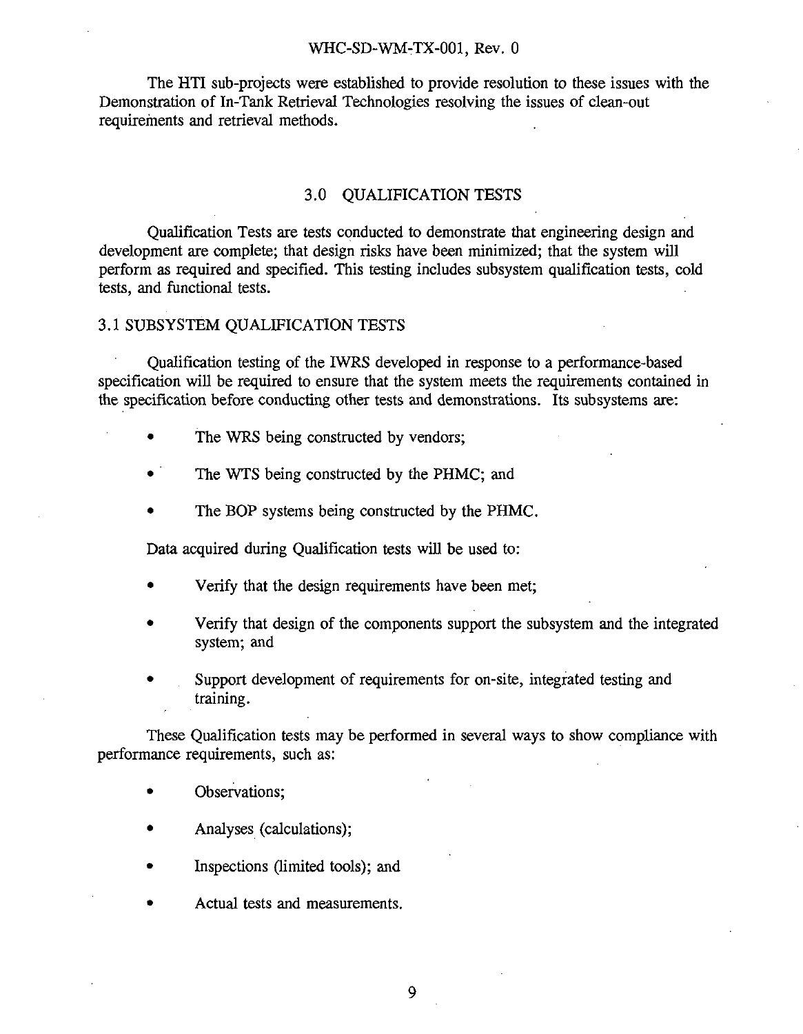The HTI sub-projects were established to provide resolution to these issues with the Demonstration of In-Tank Retrieval Technologies resolving the issues of clean-out requirements and retrieval methods.

## 3.0 QUALIFICATION TESTS

Qualification Tests are tests conducted to demonstrate that engineering design and development are complete; that design risks have been minimized; that the system will perform as required and specified. This testing includes subsystem qualification tests, cold tests, and functional tests.

### 3.1 SUBSYSTEM QUALIFICATION TESTS

Qualification testing of the IWRS developed in response to a performance-based specification will be required to ensure that the system meets the requirements contained in the specification before conducting other tests and demonstrations. Its subsystems are:

- The WRS being constructed by vendors;
- The WTS being constructed by the PHMC; and
- The BOP systems being constructed by the PHMC.

Data acquired during Qualification tests will be used to:

- Verify that the design requirements have been met;
- Verify that design of the components support the subsystem and the integrated system; and
- Support development of requirements for on-site, integrated testing and training.

These Qualification tests may be performed in several ways to show compliance with performance requirements, such as:

- Observations;
- Analyses (calculations);
- Inspections (limited tools); and
- Actual tests and measurements.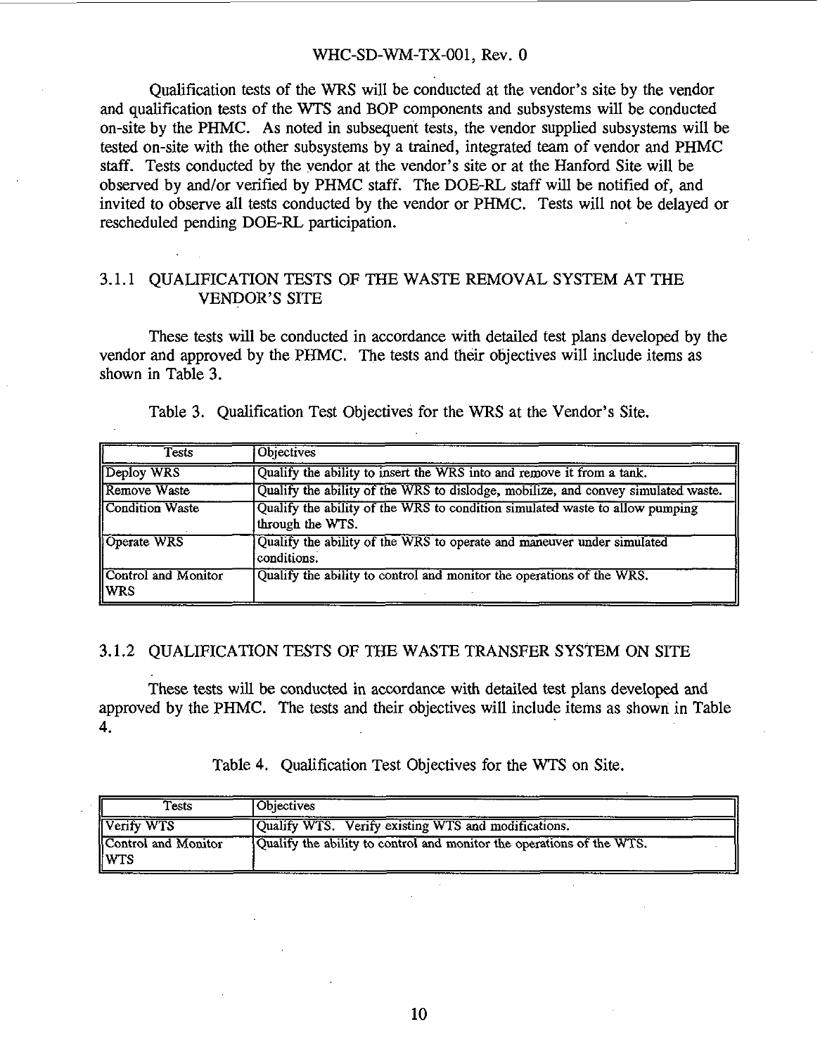Qualification tests of the WRS will be conducted at the vendor's site by the vendor and qualification tests of the WTS and BOP components and subsystems will be conducted on-site by the PHMC. As noted in subsequent tests, the vendor supplied subsystems will be tested on-site with the other subsystems by a trained, integrated team of vendor and PHMC staff. Tests conducted by the vendor at the vendor's site or at the Hanford Site will be observed by and/or verified by PHMC staff. The DOE-RL staff will be notified of, and invited to observe all tests conducted by the vendor or PHMC. Tests will not be delayed or rescheduled pending DOE-RL participation.

### 3.1.1 QUALIFICATION TESTS OF THE WASTE REMOVAL SYSTEM AT THE VENDOR'S SITE

These tests will be conducted in accordance with detailed test plans developed by the vendor and approved by the PHMC. The tests and their objectives will include items as shown in Table 3.

Table 3. Qualification Test Objectives for the WRS at the Vendor's Site.

| Tests | Objectives |
|---|---|
| Deploy WRS | Qualify the ability to insert the WRS into and remove it from a tank. |
| Remove Waste | Qualify the ability of the WRS to dislodge, mobilize, and convey simulated waste. |
| Condition Waste | Qualify the ability of the WRS to condition simulated waste to allow pumping through the WTS. |
| Operate WRS | Qualify the ability of the WRS to operate and maneuver under simulated conditions. |
| Control and Monitor WRS | Qualify the ability to control and monitor the operations of the WRS. |

### 3.1.2 QUALIFICATION TESTS OF THE WASTE TRANSFER SYSTEM ON SITE

These tests will be conducted in accordance with detailed test plans developed and approved by the PHMC. The tests and their objectives will include items as shown in Table 4.

Table 4. Qualification Test Objectives for the WTS on Site.

| Tests | Objectives |
|---|---|
| Verify WTS | Qualify WTS. Verify existing WTS and modifications. |
| Control and Monitor WTS | Qualify the ability to control and monitor the operations of the WTS. |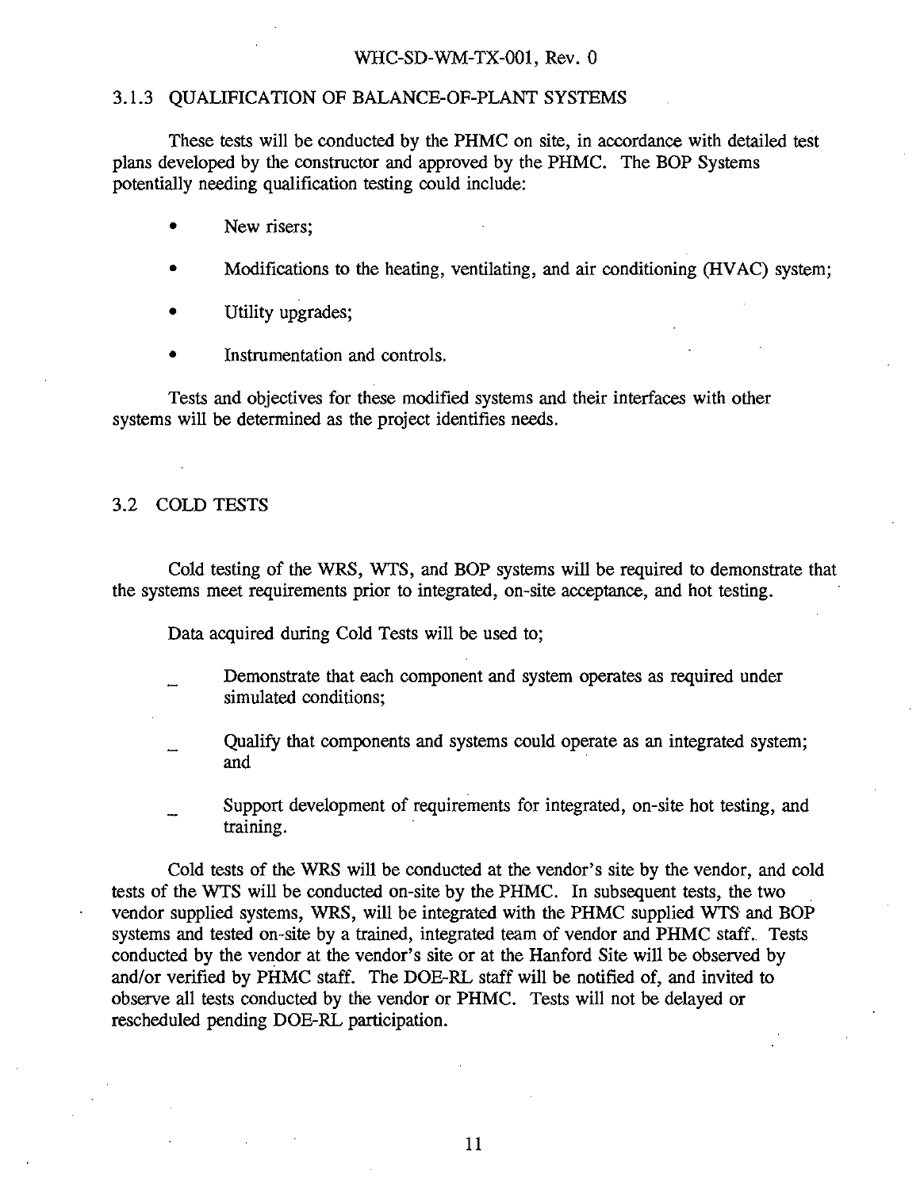### 3.1.3 QUALIFICATION OF BALANCE-OF-PLANT SYSTEMS

These tests will be conducted by the PHMC on site, in accordance with detailed test plans developed by the constructor and approved by the PHMC. The BOP Systems potentially needing qualification testing could include:

- New risers;
- Modifications to the heating, ventilating, and air conditioning (HVAC) system;
- Utility upgrades;
- Instrumentation and controls.

Tests and objectives for these modified systems and their interfaces with other systems will be determined as the project identifies needs.

## 3.2 COLD TESTS

Cold testing of the WRS, WTS, and BOP systems will be required to demonstrate that the systems meet requirements prior to integrated, on-site acceptance, and hot testing.

Data acquired during Cold Tests will be used to;

- Demonstrate that each component and system operates as required under simulated conditions;
- Qualify that components and systems could operate as an integrated system; and
- Support development of requirements for integrated, on-site hot testing, and training.

Cold tests of the WRS will be conducted at the vendor's site by the vendor, and cold tests of the WTS will be conducted on-site by the PHMC. In subsequent tests, the two vendor supplied systems, WRS, will be integrated with the PHMC supplied WTS and BOP systems and tested on-site by a trained, integrated team of vendor and PHMC staff. Tests conducted by the vendor at the vendor's site or at the Hanford Site will be observed by and/or verified by PHMC staff. The DOE-RL staff will be notified of, and invited to observe all tests conducted by the vendor or PHMC. Tests will not be delayed or rescheduled pending DOE-RL participation.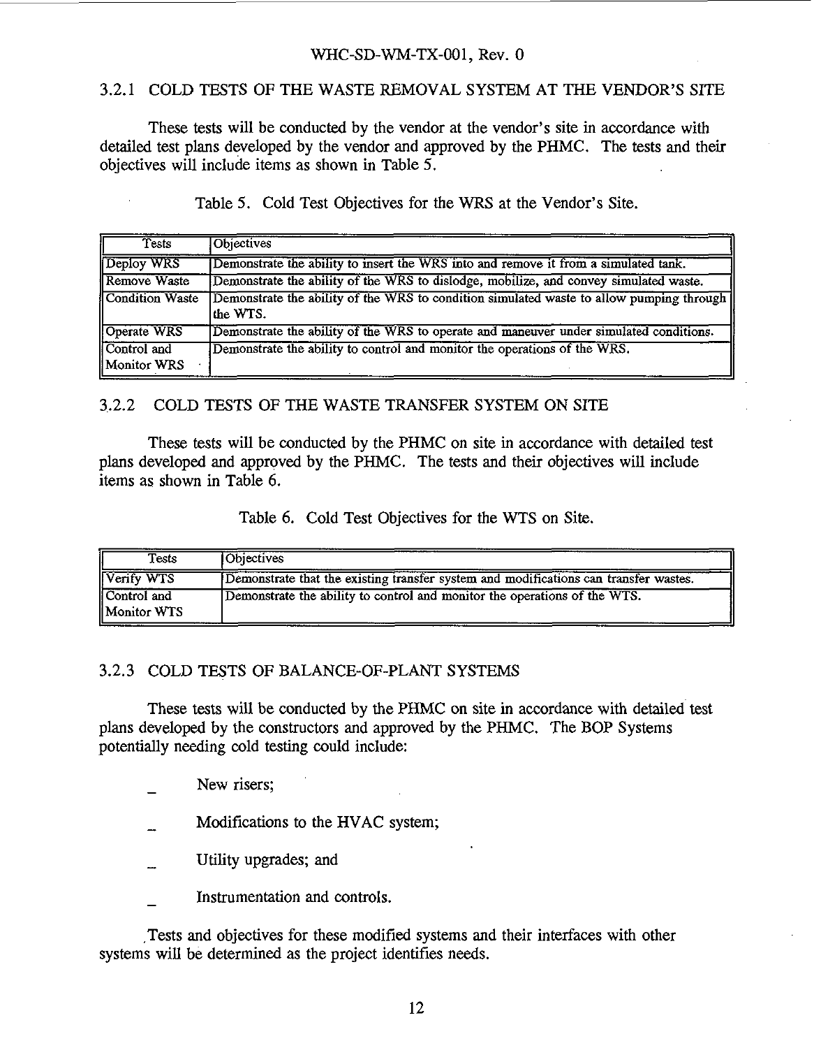### 3.2.1 COLD TESTS OF THE WASTE REMOVAL SYSTEM AT THE VENDOR'S SITE

These tests will be conducted by the vendor at the vendor's site in accordance with detailed test plans developed by the vendor and approved by the PHMC. The tests and their objectives will include items as shown in Table 5.

Table 5. Cold Test Objectives for the WRS at the Vendor's Site.

| Tests | Objectives |
|---|---|
| Deploy WRS | Demonstrate the ability to insert the WRS into and remove it from a simulated tank. |
| Remove Waste | Demonstrate the ability of the WRS to dislodge, mobilize, and convey simulated waste. |
| Condition Waste | Demonstrate the ability of the WRS to condition simulated waste to allow pumping through the WTS. |
| Operate WRS | Demonstrate the ability of the WRS to operate and maneuver under simulated conditions. |
| Control and Monitor WRS | Demonstrate the ability to control and monitor the operations of the WRS. |

### 3.2.2 COLD TESTS OF THE WASTE TRANSFER SYSTEM ON SITE

These tests will be conducted by the PHMC on site in accordance with detailed test plans developed and approved by the PHMC. The tests and their objectives will include items as shown in Table 6.

Table 6. Cold Test Objectives for the WTS on Site.

| Tests | Objectives |
|---|---|
| Verify WTS | Demonstrate that the existing transfer system and modifications can transfer wastes. |
| Control and Monitor WTS | Demonstrate the ability to control and monitor the operations of the WTS. |

### 3.2.3 COLD TESTS OF BALANCE-OF-PLANT SYSTEMS

These tests will be conducted by the PHMC on site in accordance with detailed test plans developed by the constructors and approved by the PHMC. The BOP Systems potentially needing cold testing could include:

- New risers;
- Modifications to the HVAC system;
- Utility upgrades; and
- Instrumentation and controls.

Tests and objectives for these modified systems and their interfaces with other systems will be determined as the project identifies needs.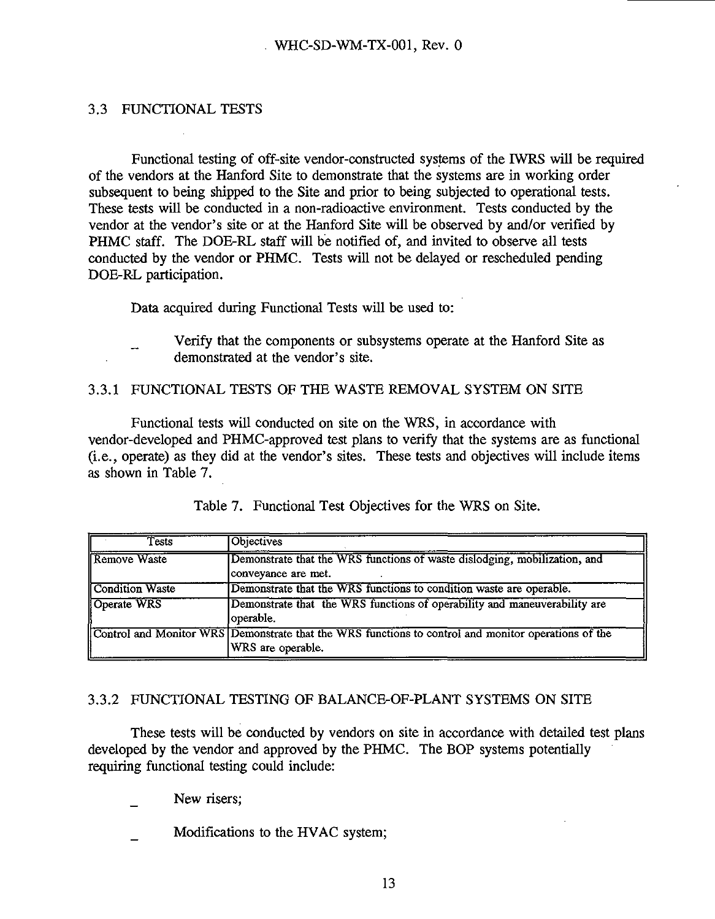## 3.3 FUNCTIONAL TESTS

Functional testing of off-site vendor-constructed systems of the IWRS will be required of the vendors at the Hanford Site to demonstrate that the systems are in working order subsequent to being shipped to the Site and prior to being subjected to operational tests. These tests will be conducted in a non-radioactive environment. Tests conducted by the vendor at the vendor's site or at the Hanford Site will be observed by and/or verified by PHMC staff. The DOE-RL staff will be notified of, and invited to observe all tests conducted by the vendor or PHMC. Tests will not be delayed or rescheduled pending DOE-RL participation.

Data acquired during Functional Tests will be used to:

- Verify that the components or subsystems operate at the Hanford Site as demonstrated at the vendor's site.

### 3.3.1 FUNCTIONAL TESTS OF THE WASTE REMOVAL SYSTEM ON SITE

Functional tests will conducted on site on the WRS, in accordance with vendor-developed and PHMC-approved test plans to verify that the systems are as functional (i.e., operate) as they did at the vendor's sites. These tests and objectives will include items as shown in Table 7.

Table 7. Functional Test Objectives for the WRS on Site.

| Tests | Objectives |
|---|---|
| Remove Waste | Demonstrate that the WRS functions of waste dislodging, mobilization, and conveyance are met. |
| Condition Waste | Demonstrate that the WRS functions to condition waste are operable. |
| Operate WRS | Demonstrate that the WRS functions of operability and maneuverability are operable. |
| Control and Monitor WRS | Demonstrate that the WRS functions to control and monitor operations of the WRS are operable. |

### 3.3.2 FUNCTIONAL TESTING OF BALANCE-OF-PLANT SYSTEMS ON SITE

These tests will be conducted by vendors on site in accordance with detailed test plans developed by the vendor and approved by the PHMC. The BOP systems potentially requiring functional testing could include:

- New risers;
- Modifications to the HVAC system;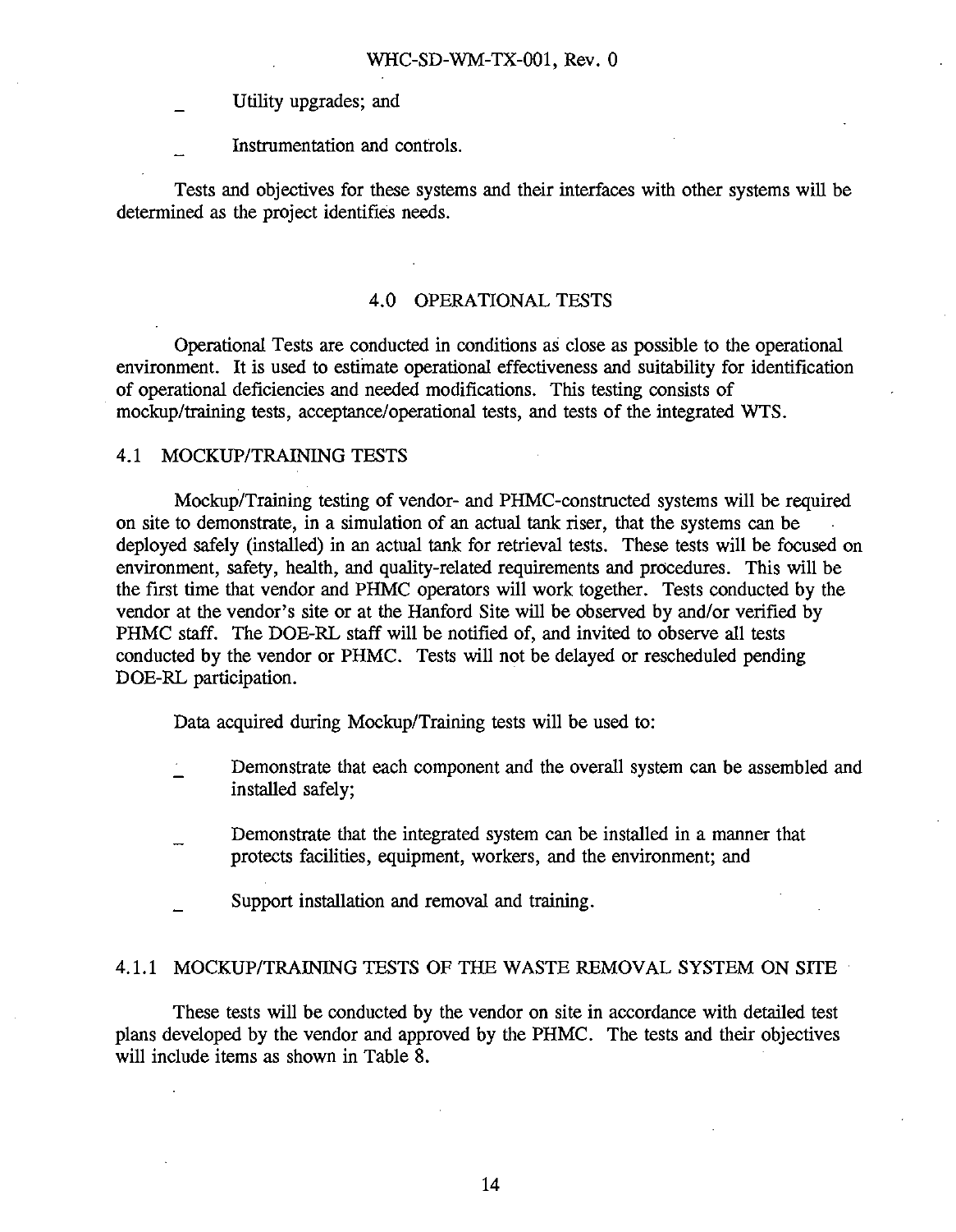- Utility upgrades; and
- Instrumentation and controls.

Tests and objectives for these systems and their interfaces with other systems will be determined as the project identifies needs.

# 4.0 OPERATIONAL TESTS

Operational Tests are conducted in conditions as close as possible to the operational environment. It is used to estimate operational effectiveness and suitability for identification of operational deficiencies and needed modifications. This testing consists of mockup/training tests, acceptance/operational tests, and tests of the integrated WTS.

## 4.1 MOCKUP/TRAINING TESTS

Mockup/Training testing of vendor- and PHMC-constructed systems will be required on site to demonstrate, in a simulation of an actual tank riser, that the systems can be deployed safely (installed) in an actual tank for retrieval tests. These tests will be focused on environment, safety, health, and quality-related requirements and procedures. This will be the first time that vendor and PHMC operators will work together. Tests conducted by the vendor at the vendor's site or at the Hanford Site will be observed by and/or verified by PHMC staff. The DOE-RL staff will be notified of, and invited to observe all tests conducted by the vendor or PHMC. Tests will not be delayed or rescheduled pending DOE-RL participation.

Data acquired during Mockup/Training tests will be used to:

- Demonstrate that each component and the overall system can be assembled and installed safely;
- Demonstrate that the integrated system can be installed in a manner that protects facilities, equipment, workers, and the environment; and
- Support installation and removal and training.

### 4.1.1 MOCKUP/TRAINING TESTS OF THE WASTE REMOVAL SYSTEM ON SITE

These tests will be conducted by the vendor on site in accordance with detailed test plans developed by the vendor and approved by the PHMC. The tests and their objectives will include items as shown in Table 8.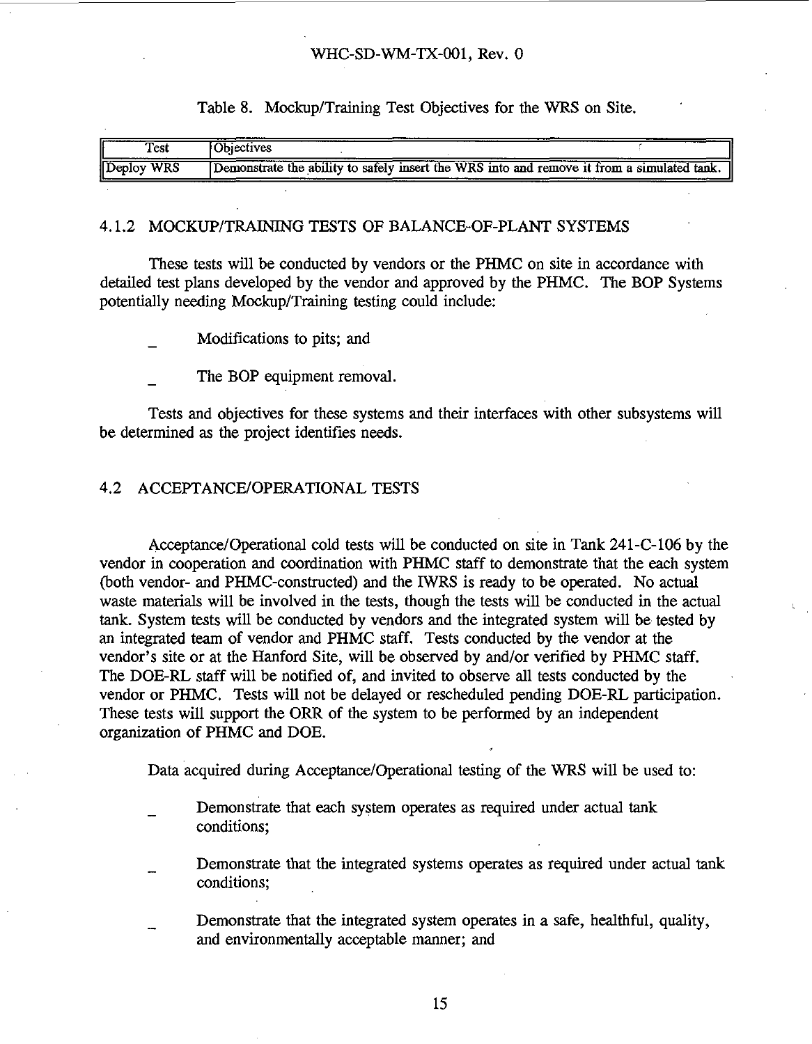Table 8. Mockup/Training Test Objectives for the WRS on Site.

| Test | Objectives |
|---|---|
| Deploy WRS | Demonstrate the ability to safely insert the WRS into and remove it from a simulated tank. |

### 4.1.2 MOCKUP/TRAINING TESTS OF BALANCE-OF-PLANT SYSTEMS

These tests will be conducted by vendors or the PHMC on site in accordance with detailed test plans developed by the vendor and approved by the PHMC. The BOP Systems potentially needing Mockup/Training testing could include:

- Modifications to pits; and
- The BOP equipment removal.

Tests and objectives for these systems and their interfaces with other subsystems will be determined as the project identifies needs.

## 4.2 ACCEPTANCE/OPERATIONAL TESTS

Acceptance/Operational cold tests will be conducted on site in Tank 241-C-106 by the vendor in cooperation and coordination with PHMC staff to demonstrate that the each system (both vendor- and PHMC-constructed) and the IWRS is ready to be operated. No actual waste materials will be involved in the tests, though the tests will be conducted in the actual tank. System tests will be conducted by vendors and the integrated system will be tested by an integrated team of vendor and PHMC staff. Tests conducted by the vendor at the vendor's site or at the Hanford Site, will be observed by and/or verified by PHMC staff. The DOE-RL staff will be notified of, and invited to observe all tests conducted by the vendor or PHMC. Tests will not be delayed or rescheduled pending DOE-RL participation. These tests will support the ORR of the system to be performed by an independent organization of PHMC and DOE.

Data acquired during Acceptance/Operational testing of the WRS will be used to:

- Demonstrate that each system operates as required under actual tank conditions;
- Demonstrate that the integrated systems operates as required under actual tank conditions;
- Demonstrate that the integrated system operates in a safe, healthful, quality, and environmentally acceptable manner; and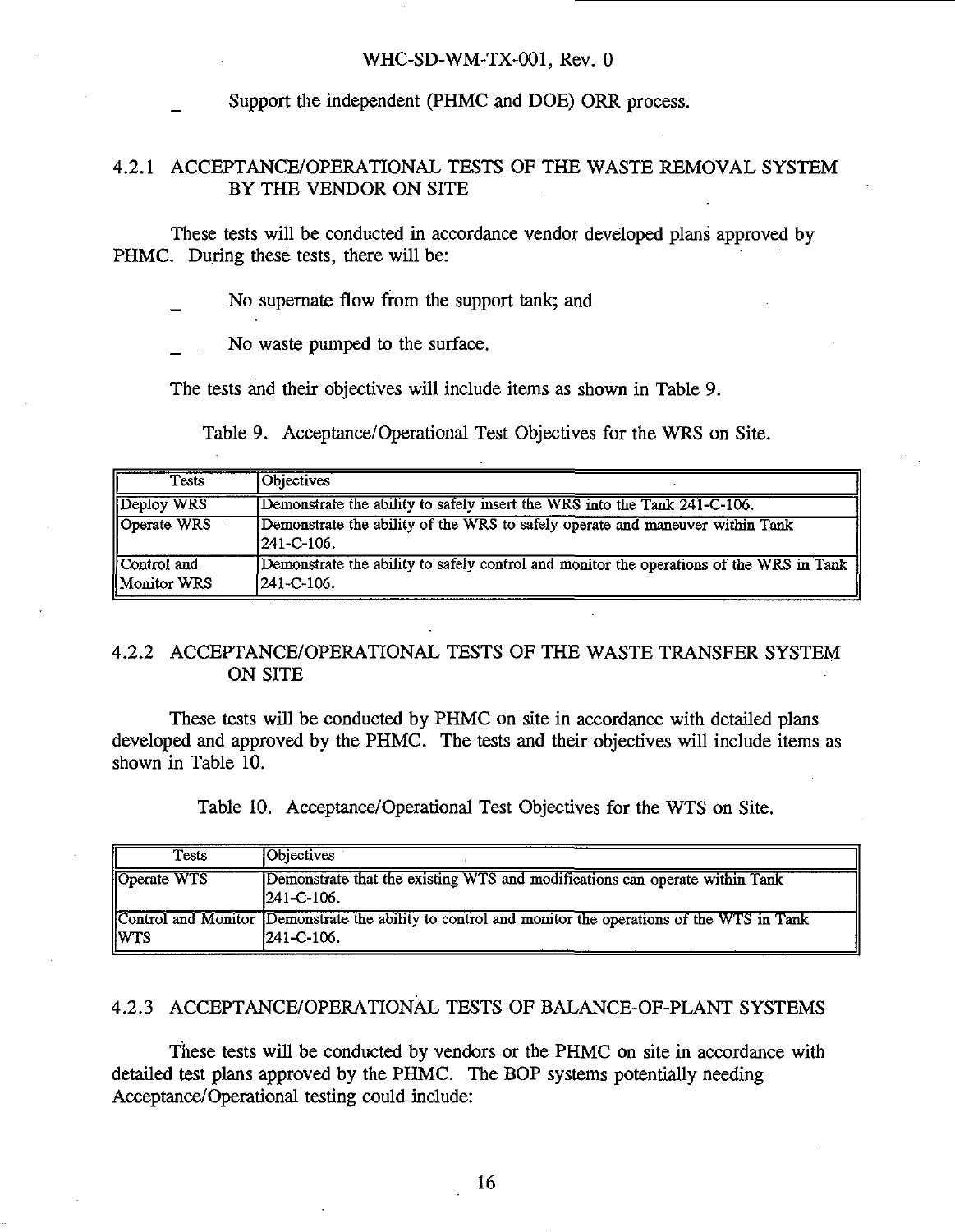- Support the independent (PHMC and DOE) ORR process.

### 4.2.1 ACCEPTANCE/OPERATIONAL TESTS OF THE WASTE REMOVAL SYSTEM BY THE VENDOR ON SITE

These tests will be conducted in accordance vendor developed plans approved by PHMC. During these tests, there will be:

- No supernate flow from the support tank; and
- No waste pumped to the surface.

The tests and their objectives will include items as shown in Table 9.

Table 9. Acceptance/Operational Test Objectives for the WRS on Site.

| Tests | Objectives |
|---|---|
| Deploy WRS | Demonstrate the ability to safely insert the WRS into the Tank 241-C-106. |
| Operate WRS | Demonstrate the ability of the WRS to safely operate and maneuver within Tank 241-C-106. |
| Control and Monitor WRS | Demonstrate the ability to safely control and monitor the operations of the WRS in Tank 241-C-106. |

### 4.2.2 ACCEPTANCE/OPERATIONAL TESTS OF THE WASTE TRANSFER SYSTEM ON SITE

These tests will be conducted by PHMC on site in accordance with detailed plans developed and approved by the PHMC. The tests and their objectives will include items as shown in Table 10.

Table 10. Acceptance/Operational Test Objectives for the WTS on Site.

| Tests | Objectives |
|---|---|
| Operate WTS | Demonstrate that the existing WTS and modifications can operate within Tank 241-C-106. |
| Control and Monitor WTS | Demonstrate the ability to control and monitor the operations of the WTS in Tank 241-C-106. |

### 4.2.3 ACCEPTANCE/OPERATIONAL TESTS OF BALANCE-OF-PLANT SYSTEMS

These tests will be conducted by vendors or the PHMC on site in accordance with detailed test plans approved by the PHMC. The BOP systems potentially needing Acceptance/Operational testing could include: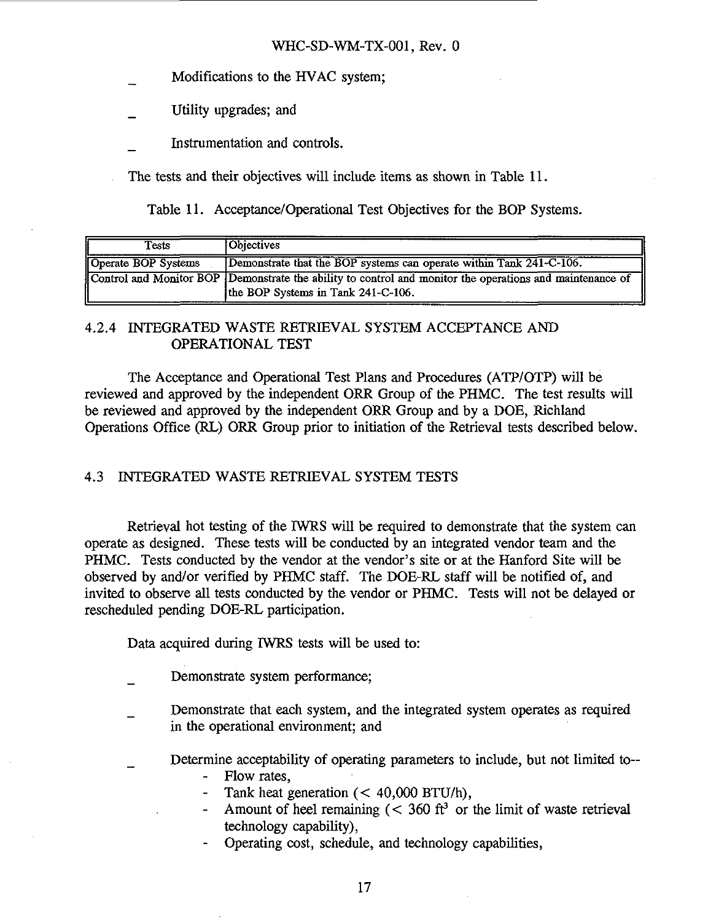- Modifications to the HVAC system;
- Utility upgrades; and
- Instrumentation and controls.

The tests and their objectives will include items as shown in Table 11.

Table 11. Acceptance/Operational Test Objectives for the BOP Systems.

| Tests | Objectives |
|---|---|
| Operate BOP Systems | Demonstrate that the BOP systems can operate within Tank 241-C-106. |
| Control and Monitor BOP | Demonstrate the ability to control and monitor the operations and maintenance of the BOP Systems in Tank 241-C-106. |

### 4.2.4 INTEGRATED WASTE RETRIEVAL SYSTEM ACCEPTANCE AND OPERATIONAL TEST

The Acceptance and Operational Test Plans and Procedures (ATP/OTP) will be reviewed and approved by the independent ORR Group of the PHMC. The test results will be reviewed and approved by the independent ORR Group and by a DOE, Richland Operations Office (RL) ORR Group prior to initiation of the Retrieval tests described below.

## 4.3 INTEGRATED WASTE RETRIEVAL SYSTEM TESTS

Retrieval hot testing of the IWRS will be required to demonstrate that the system can operate as designed. These tests will be conducted by an integrated vendor team and the PHMC. Tests conducted by the vendor at the vendor's site or at the Hanford Site will be observed by and/or verified by PHMC staff. The DOE-RL staff will be notified of, and invited to observe all tests conducted by the vendor or PHMC. Tests will not be delayed or rescheduled pending DOE-RL participation.

Data acquired during IWRS tests will be used to:

- Demonstrate system performance;
- Demonstrate that each system, and the integrated system operates as required in the operational environment; and
- Determine acceptability of operating parameters to include, but not limited to--
  - Flow rates,
  - Tank heat generation (< 40,000 BTU/h),
  - Amount of heel remaining (< 360 $ft^3$ or the limit of waste retrieval technology capability),
  - Operating cost, schedule, and technology capabilities,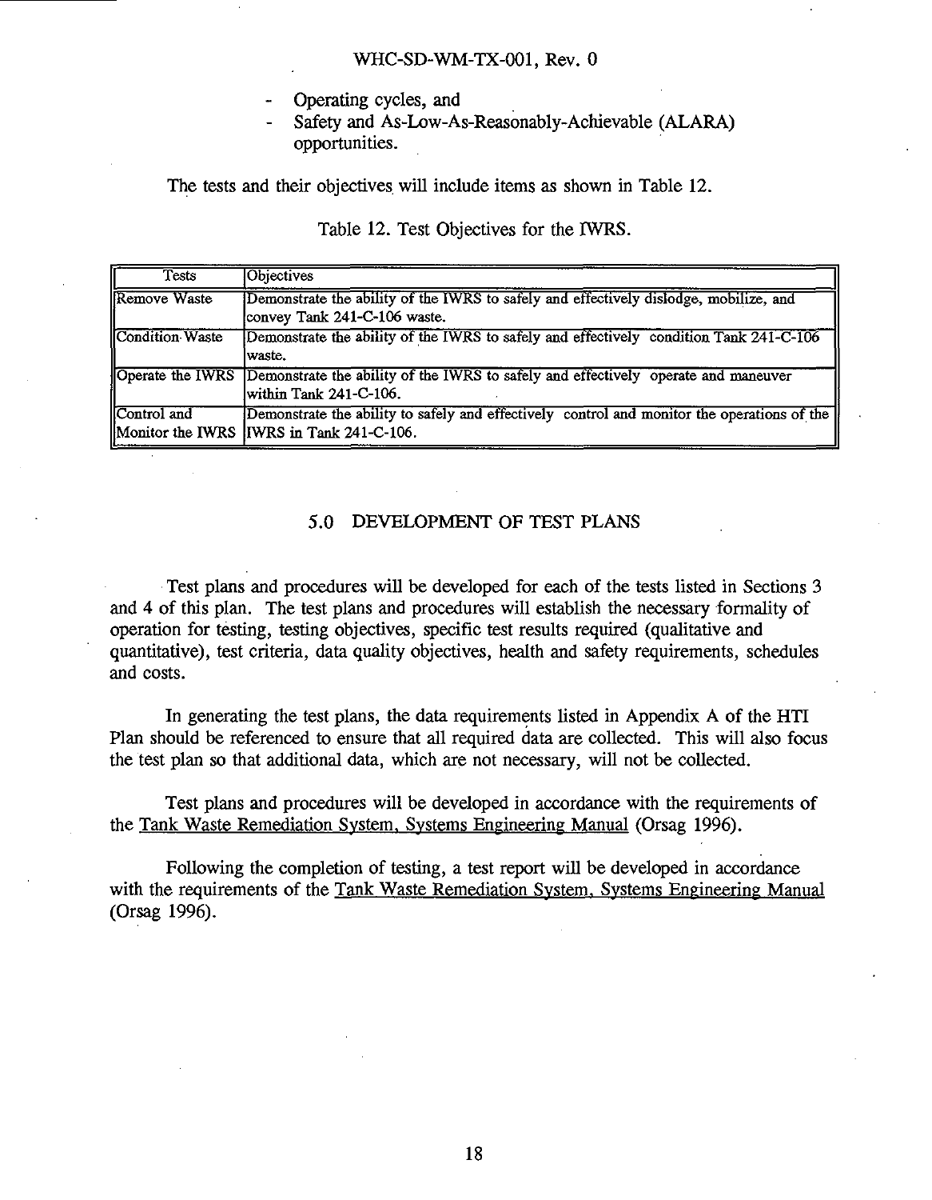- Operating cycles, and
- Safety and As-Low-As-Reasonably-Achievable (ALARA) opportunities.

The tests and their objectives will include items as shown in Table 12.

Table 12. Test Objectives for the IWRS.

| Tests | Objectives |
|---|---|
| Remove Waste | Demonstrate the ability of the IWRS to safely and effectively dislodge, mobilize, and convey Tank 241-C-106 waste. |
| Condition Waste | Demonstrate the ability of the IWRS to safely and effectively condition Tank 241-C-106 waste. |
| Operate the IWRS | Demonstrate the ability of the IWRS to safely and effectively operate and maneuver within Tank 241-C-106. |
| Control and Monitor the IWRS | Demonstrate the ability to safely and effectively control and monitor the operations of the IWRS in Tank 241-C-106. |

## 5.0 DEVELOPMENT OF TEST PLANS

Test plans and procedures will be developed for each of the tests listed in Sections 3 and 4 of this plan. The test plans and procedures will establish the necessary formality of operation for testing, testing objectives, specific test results required (qualitative and quantitative), test criteria, data quality objectives, health and safety requirements, schedules and costs.

In generating the test plans, the data requirements listed in Appendix A of the HTI Plan should be referenced to ensure that all required data are collected. This will also focus the test plan so that additional data, which are not necessary, will not be collected.

Test plans and procedures will be developed in accordance with the requirements of the Tank Waste Remediation System, Systems Engineering Manual (Orsag 1996).

Following the completion of testing, a test report will be developed in accordance with the requirements of the Tank Waste Remediation System, Systems Engineering Manual (Orsag 1996).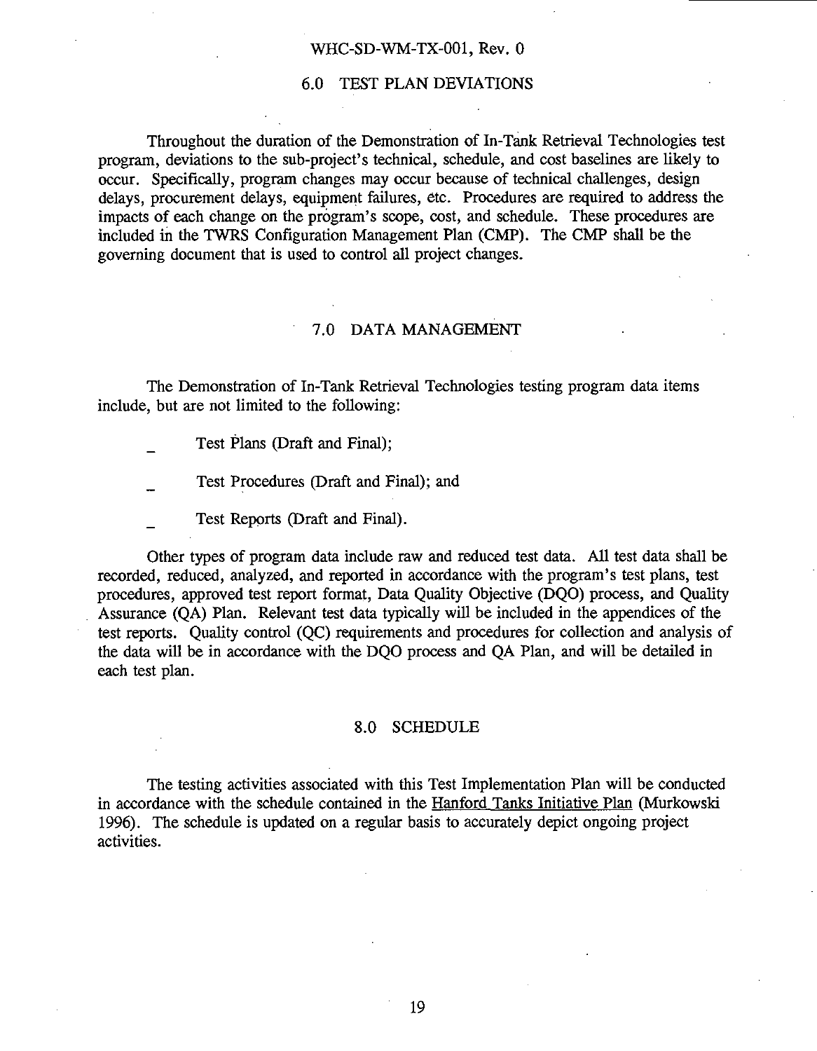## 6.0 TEST PLAN DEVIATIONS

Throughout the duration of the Demonstration of In-Tank Retrieval Technologies test program, deviations to the sub-project's technical, schedule, and cost baselines are likely to occur. Specifically, program changes may occur because of technical challenges, design delays, procurement delays, equipment failures, etc. Procedures are required to address the impacts of each change on the program's scope, cost, and schedule. These procedures are included in the TWRS Configuration Management Plan (CMP). The CMP shall be the governing document that is used to control all project changes.

## 7.0 DATA MANAGEMENT

The Demonstration of In-Tank Retrieval Technologies testing program data items include, but are not limited to the following:

- Test Plans (Draft and Final);
- Test Procedures (Draft and Final); and
- Test Reports (Draft and Final).

Other types of program data include raw and reduced test data. All test data shall be recorded, reduced, analyzed, and reported in accordance with the program's test plans, test procedures, approved test report format, Data Quality Objective (DQO) process, and Quality Assurance (QA) Plan. Relevant test data typically will be included in the appendices of the test reports. Quality control (QC) requirements and procedures for collection and analysis of the data will be in accordance with the DQO process and QA Plan, and will be detailed in each test plan.

## 8.0 SCHEDULE

The testing activities associated with this Test Implementation Plan will be conducted in accordance with the schedule contained in the Hanford Tanks Initiative Plan (Murkowski 1996). The schedule is updated on a regular basis to accurately depict ongoing project activities.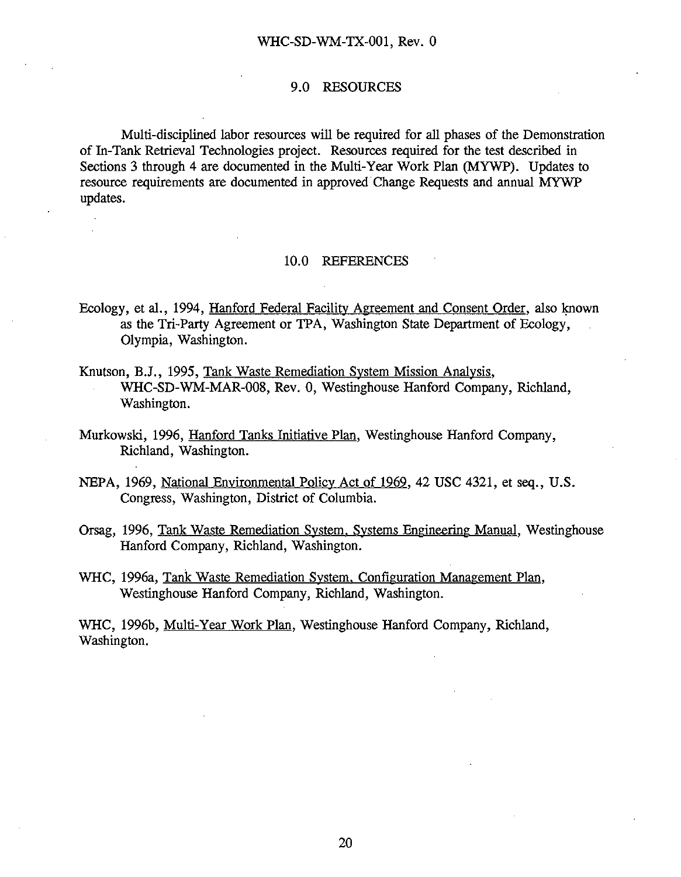## 9.0 RESOURCES

Multi-disciplined labor resources will be required for all phases of the Demonstration of In-Tank Retrieval Technologies project. Resources required for the test described in Sections 3 through 4 are documented in the Multi-Year Work Plan (MYWP). Updates to resource requirements are documented in approved Change Requests and annual MYWP updates.

## 10.0 REFERENCES

Ecology, et al., 1994, Hanford Federal Facility Agreement and Consent Order, also known as the Tri-Party Agreement or TPA, Washington State Department of Ecology, Olympia, Washington.

Knutson, B.J., 1995, Tank Waste Remediation System Mission Analysis, WHC-SD-WM-MAR-008, Rev. 0, Westinghouse Hanford Company, Richland, Washington.

Murkowski, 1996, Hanford Tanks Initiative Plan, Westinghouse Hanford Company, Richland, Washington.

NEPA, 1969, National Environmental Policy Act of 1969, 42 USC 4321, et seq., U.S. Congress, Washington, District of Columbia.

Orsag, 1996, Tank Waste Remediation System, Systems Engineering Manual, Westinghouse Hanford Company, Richland, Washington.

WHC, 1996a, Tank Waste Remediation System, Configuration Management Plan, Westinghouse Hanford Company, Richland, Washington.

WHC, 1996b, Multi-Year Work Plan, Westinghouse Hanford Company, Richland, Washington.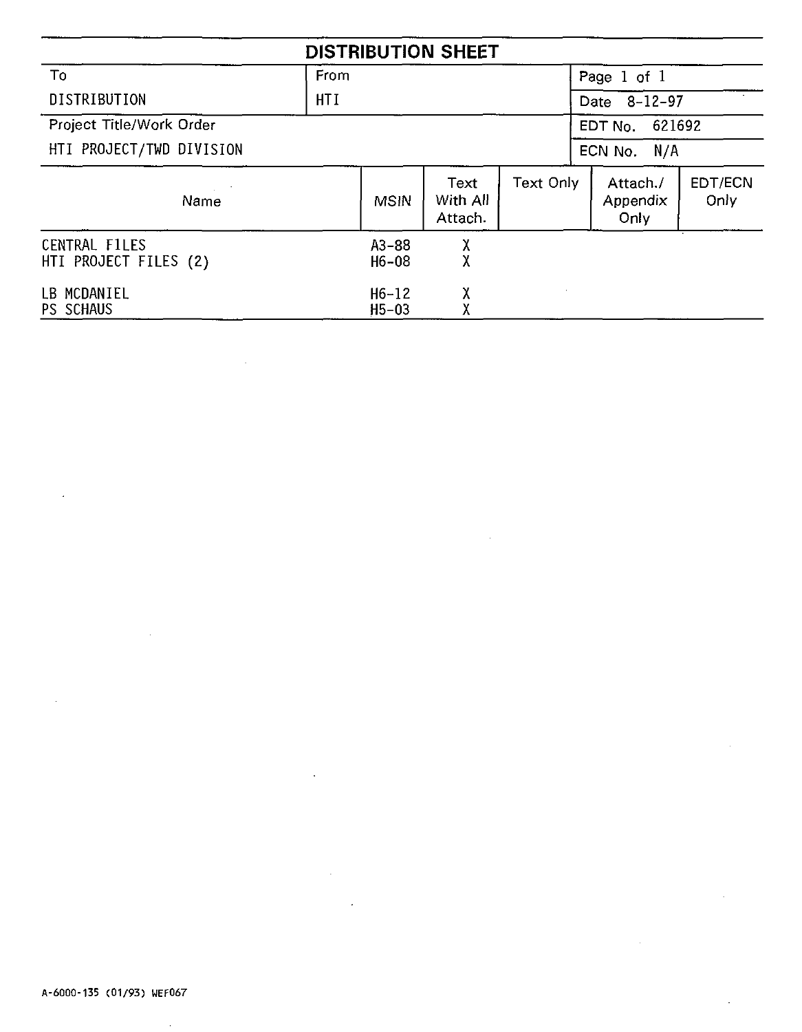# DISTRIBUTION SHEET

| | | |
|---|---|---|
| To | From | Page 1 of 1 |
| DISTRIBUTION | HTI | Date 8-12-97 |
| Project Title/Work Order | | EDT No. 621692 |
| HTI PROJECT/TWD DIVISION | | ECN No. N/A |

| Name | MSIN | Text With All Attach. | Text Only | Attach./ Appendix Only | EDT/ECN Only |
|---|---|---|---|---|---|
| CENTRAL FILES | A3-88 | X | | | |
| HTI PROJECT FILES (2) | H6-08 | X | | | |
| LB MCDANIEL | H6-12 | X | | | |
| PS SCHAUS | H5-03 | X | | | |

A-6000-135 (01/93) WEF067